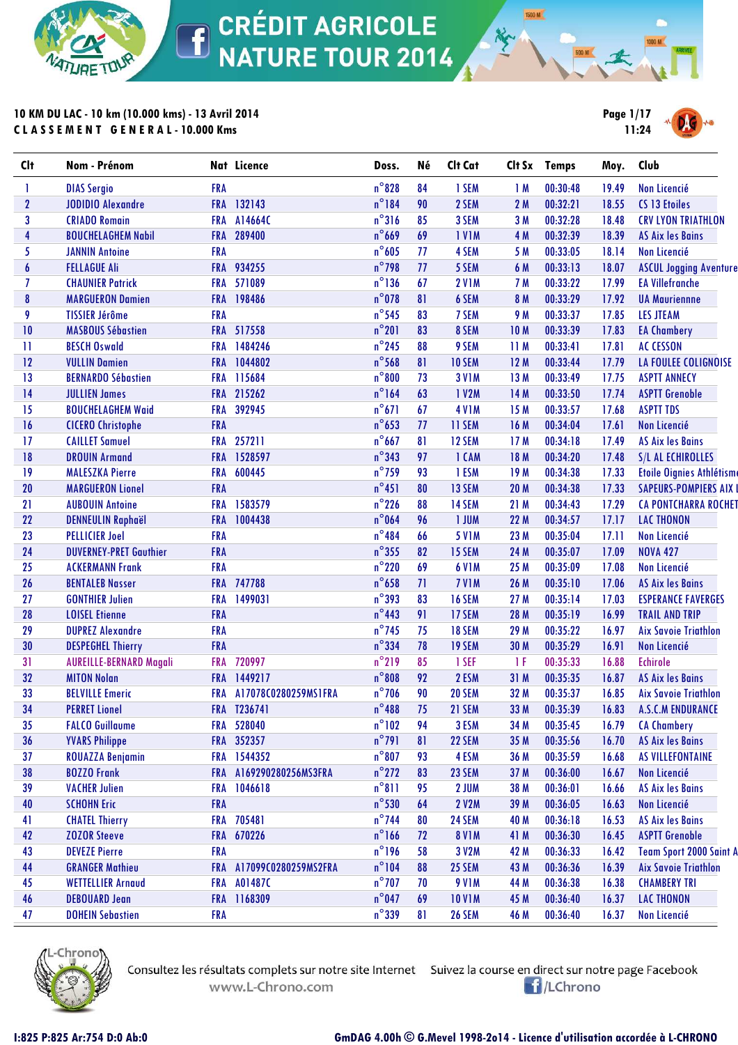# CRÉDIT AGRICOLE NATURE TOUR 2014

**10 KM DU LAC - 10 km (10.000 kms) - 13 Avril 2014**
**CLASSEMENT GENERAL - 10.000 Kms**

11:24

| Clt | Nom - Prénom | Nat | Licence | Doss. | Né | Clt Cat | Clt Sx | Temps | Moy. | Club |
|---|---|---|---|---|---|---|---|---|---|---|
| 1 | DIAS Sergio | FRA | | n°828 | 84 | 1 SEM | 1 M | 00:30:48 | 19.49 | Non Licencié |
| 2 | JODIDIO Alexandre | FRA | 132143 | n°184 | 90 | 2 SEM | 2 M | 00:32:21 | 18.55 | CS 13 Etoiles |
| 3 | CRIADO Romain | FRA | A14664C | n°316 | 85 | 3 SEM | 3 M | 00:32:28 | 18.48 | CRV LYON TRIATHLON |
| 4 | BOUCHELAGHEM Nabil | FRA | 289400 | n°669 | 69 | 1 V1M | 4 M | 00:32:39 | 18.39 | AS Aix les Bains |
| 5 | JANNIN Antoine | FRA | | n°605 | 77 | 4 SEM | 5 M | 00:33:05 | 18.14 | Non Licencié |
| 6 | FELLAGUE Ali | FRA | 934255 | n°798 | 77 | 5 SEM | 6 M | 00:33:13 | 18.07 | ASCUL Jogging Aventure |
| 7 | CHAUNIER Patrick | FRA | 571089 | n°136 | 67 | 2 V1M | 7 M | 00:33:22 | 17.99 | EA Villefranche |
| 8 | MARGUERON Damien | FRA | 198486 | n°078 | 81 | 6 SEM | 8 M | 00:33:29 | 17.92 | UA Maurienne |
| 9 | TISSIER Jérôme | FRA | | n°545 | 83 | 7 SEM | 9 M | 00:33:37 | 17.85 | LES JTEAM |
| 10 | MASBOUS Sébastien | FRA | 517558 | n°201 | 83 | 8 SEM | 10 M | 00:33:39 | 17.83 | EA Chambery |
| 11 | BESCH Oswald | FRA | 1484246 | n°245 | 88 | 9 SEM | 11 M | 00:33:41 | 17.81 | AC CESSON |
| 12 | VULLIN Damien | FRA | 1044802 | n°568 | 81 | 10 SEM | 12 M | 00:33:44 | 17.79 | LA FOULEE COLIGNOISE |
| 13 | BERNARDO Sébastien | FRA | 115684 | n°800 | 73 | 3 V1M | 13 M | 00:33:49 | 17.75 | ASPTT ANNECY |
| 14 | JULLIEN James | FRA | 215262 | n°164 | 63 | 1 V2M | 14 M | 00:33:50 | 17.74 | ASPTT Grenoble |
| 15 | BOUCHELAGHEM Waid | FRA | 392945 | n°671 | 67 | 4 V1M | 15 M | 00:33:57 | 17.68 | ASPTT TDS |
| 16 | CICERO Christophe | FRA | | n°653 | 77 | 11 SEM | 16 M | 00:34:04 | 17.61 | Non Licencié |
| 17 | CAILLET Samuel | FRA | 257211 | n°667 | 81 | 12 SEM | 17 M | 00:34:18 | 17.49 | AS Aix les Bains |
| 18 | DROUIN Armand | FRA | 1528597 | n°343 | 97 | 1 CAM | 18 M | 00:34:20 | 17.48 | S/L AL ECHIROLLES |
| 19 | MALESZKA Pierre | FRA | 600445 | n°759 | 93 | 1 ESM | 19 M | 00:34:38 | 17.33 | Etoile Oignies Athlétisme |
| 20 | MARGUERON Lionel | FRA | | n°451 | 80 | 13 SEM | 20 M | 00:34:38 | 17.33 | SAPEURS-POMPIERS AIX L |
| 21 | AUBOUIN Antoine | FRA | 1583579 | n°226 | 88 | 14 SEM | 21 M | 00:34:43 | 17.29 | CA PONTCHARRA ROCHET |
| 22 | DENNEULIN Raphaël | FRA | 1004438 | n°064 | 96 | 1 JUM | 22 M | 00:34:57 | 17.17 | LAC THONON |
| 23 | PELLICIER Joel | FRA | | n°484 | 66 | 5 V1M | 23 M | 00:35:04 | 17.11 | Non Licencié |
| 24 | DUVERNEY-PRET Gauthier | FRA | | n°355 | 82 | 15 SEM | 24 M | 00:35:07 | 17.09 | NOVA 427 |
| 25 | ACKERMANN Frank | FRA | | n°220 | 69 | 6 V1M | 25 M | 00:35:09 | 17.08 | Non Licencié |
| 26 | BENTALEB Nasser | FRA | 747788 | n°658 | 71 | 7 V1M | 26 M | 00:35:10 | 17.06 | AS Aix les Bains |
| 27 | GONTHIER Julien | FRA | 1499031 | n°393 | 83 | 16 SEM | 27 M | 00:35:14 | 17.03 | ESPERANCE FAVERGES |
| 28 | LOISEL Etienne | FRA | | n°443 | 91 | 17 SEM | 28 M | 00:35:19 | 16.99 | TRAIL AND TRIP |
| 29 | DUPREZ Alexandre | FRA | | n°745 | 75 | 18 SEM | 29 M | 00:35:22 | 16.97 | Aix Savoie Triathlon |
| 30 | DESPEGHEL Thierry | FRA | | n°334 | 78 | 19 SEM | 30 M | 00:35:29 | 16.91 | Non Licencié |
| 31 | AUREILLE-BERNARD Magali | FRA | 720997 | n°219 | 85 | 1 SEF | 1 F | 00:35:33 | 16.88 | Echirole |
| 32 | MITON Nolan | FRA | 1449217 | n°808 | 92 | 2 ESM | 31 M | 00:35:35 | 16.87 | AS Aix les Bains |
| 33 | BELVILLE Emeric | FRA | A17078C0280259MS1FRA | n°706 | 90 | 20 SEM | 32 M | 00:35:37 | 16.85 | Aix Savoie Triathlon |
| 34 | PERRET Lionel | FRA | T236741 | n°488 | 75 | 21 SEM | 33 M | 00:35:39 | 16.83 | A.S.C.M ENDURANCE |
| 35 | FALCO Guillaume | FRA | 528040 | n°102 | 94 | 3 ESM | 34 M | 00:35:45 | 16.79 | CA Chambery |
| 36 | YVARS Philippe | FRA | 352357 | n°791 | 81 | 22 SEM | 35 M | 00:35:56 | 16.70 | AS Aix les Bains |
| 37 | ROUAZZA Benjamin | FRA | 1544352 | n°807 | 93 | 4 ESM | 36 M | 00:35:59 | 16.68 | AS VILLEFONTAINE |
| 38 | BOZZO Frank | FRA | A169290280256MS3FRA | n°272 | 83 | 23 SEM | 37 M | 00:36:00 | 16.67 | Non Licencié |
| 39 | VACHER Julien | FRA | 1046618 | n°811 | 95 | 2 JUM | 38 M | 00:36:01 | 16.66 | AS Aix les Bains |
| 40 | SCHOHN Eric | FRA | | n°530 | 64 | 2 V2M | 39 M | 00:36:05 | 16.63 | Non Licencié |
| 41 | CHATEL Thierry | FRA | 705481 | n°744 | 80 | 24 SEM | 40 M | 00:36:18 | 16.53 | AS Aix les Bains |
| 42 | ZOZOR Steeve | FRA | 670226 | n°166 | 72 | 8 V1M | 41 M | 00:36:30 | 16.45 | ASPTT Grenoble |
| 43 | DEVEZE Pierre | FRA | | n°196 | 58 | 3 V2M | 42 M | 00:36:33 | 16.42 | Team Sport 2000 Saint A |
| 44 | GRANGER Mathieu | FRA | A17099C0280259MS2FRA | n°104 | 88 | 25 SEM | 43 M | 00:36:36 | 16.39 | Aix Savoie Triathlon |
| 45 | WETTELLIER Arnaud | FRA | A01487C | n°707 | 70 | 9 V1M | 44 M | 00:36:38 | 16.38 | CHAMBERY TRI |
| 46 | DEBOUARD Jean | FRA | 1168309 | n°047 | 69 | 10 V1M | 45 M | 00:36:40 | 16.37 | LAC THONON |
| 47 | DOHEIN Sebastien | FRA | | n°339 | 81 | 26 SEM | 46 M | 00:36:40 | 16.37 | Non Licencié |

Consultez les résultats complets sur notre site Internet www.L-Chrono.com

Suivez la course en direct sur notre page Facebook /LChrono

I:825 P:825 Ar:754 D:0 Ab:0

GmDAG 4.00h © G.Mevel 1998-2014 - Licence d'utilisation accordée à L-CHRONO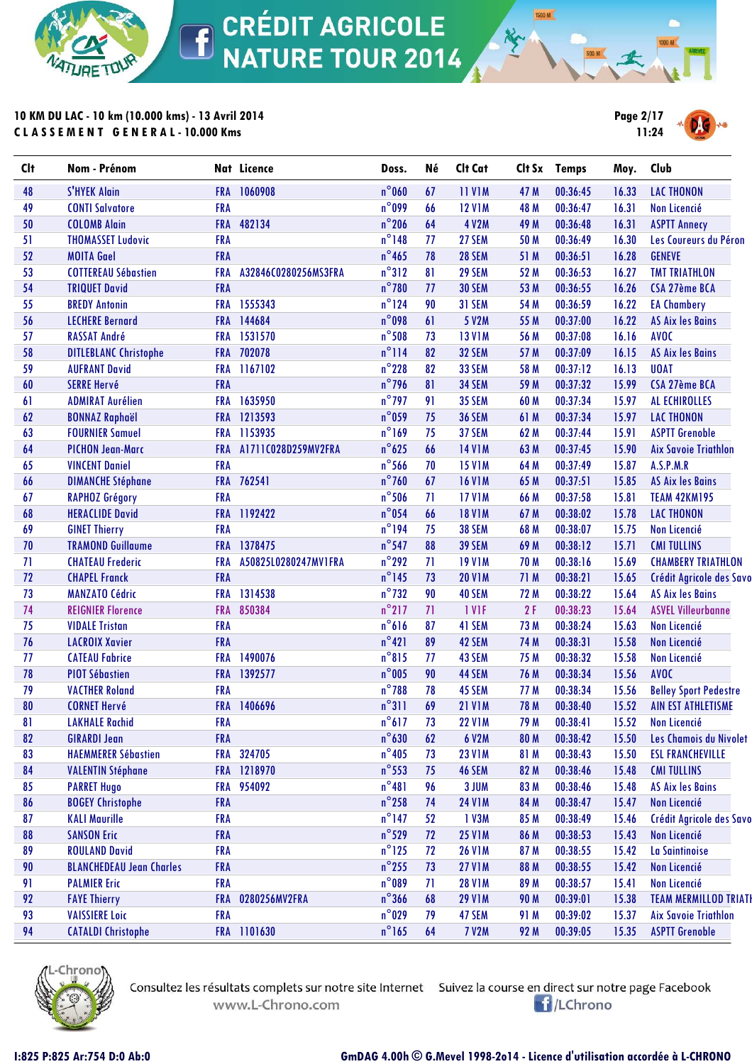# CRÉDIT AGRICOLE NATURE TOUR 2014

**10 KM DU LAC - 10 km (10.000 kms) - 13 Avril 2014**
**CLASSEMENT GENERAL - 10.000 Kms**

| Clt | Nom - Prénom | Nat | Licence | Doss. | Né | Clt Cat | Clt Sx | Temps | Moy. | Club |
|---|---|---|---|---|---|---|---|---|---|---|
| 48 | S'HYEK Alain | FRA | 1060908 | n°060 | 67 | 11 V1M | 47 M | 00:36:45 | 16.33 | LAC THONON |
| 49 | CONTI Salvatore | FRA | | n°099 | 66 | 12 V1M | 48 M | 00:36:47 | 16.31 | Non Licencié |
| 50 | COLOMB Alain | FRA | 482134 | n°206 | 64 | 4 V2M | 49 M | 00:36:48 | 16.31 | ASPTT Annecy |
| 51 | THOMASSET Ludovic | FRA | | n°148 | 77 | 27 SEM | 50 M | 00:36:49 | 16.30 | Les Coureurs du Péron |
| 52 | MOITA Gael | FRA | | n°465 | 78 | 28 SEM | 51 M | 00:36:51 | 16.28 | GENEVE |
| 53 | COTTEREAU Sébastien | FRA | A32846C0280256MS3FRA | n°312 | 81 | 29 SEM | 52 M | 00:36:53 | 16.27 | TMT TRIATHLON |
| 54 | TRIQUET David | FRA | | n°780 | 77 | 30 SEM | 53 M | 00:36:55 | 16.26 | CSA 27ème BCA |
| 55 | BREDY Antonin | FRA | 1555343 | n°124 | 90 | 31 SEM | 54 M | 00:36:59 | 16.22 | EA Chambery |
| 56 | LECHERE Bernard | FRA | 144684 | n°098 | 61 | 5 V2M | 55 M | 00:37:00 | 16.22 | AS Aix les Bains |
| 57 | RASSAT André | FRA | 1531570 | n°508 | 73 | 13 V1M | 56 M | 00:37:08 | 16.16 | AVOC |
| 58 | DITLEBLANC Christophe | FRA | 702078 | n°114 | 82 | 32 SEM | 57 M | 00:37:09 | 16.15 | AS Aix les Bains |
| 59 | AUFRANT David | FRA | 1167102 | n°228 | 82 | 33 SEM | 58 M | 00:37:12 | 16.13 | UOAT |
| 60 | SERRE Hervé | FRA | | n°796 | 81 | 34 SEM | 59 M | 00:37:32 | 15.99 | CSA 27ème BCA |
| 61 | ADMIRAT Aurélien | FRA | 1635950 | n°797 | 91 | 35 SEM | 60 M | 00:37:34 | 15.97 | AL ECHIROLLES |
| 62 | BONNAZ Raphaël | FRA | 1213593 | n°059 | 75 | 36 SEM | 61 M | 00:37:34 | 15.97 | LAC THONON |
| 63 | FOURNIER Samuel | FRA | 1153935 | n°169 | 75 | 37 SEM | 62 M | 00:37:44 | 15.91 | ASPTT Grenoble |
| 64 | PICHON Jean-Marc | FRA | A1711C028D259MV2FRA | n°625 | 66 | 14 V1M | 63 M | 00:37:45 | 15.90 | Aix Savoie Triathlon |
| 65 | VINCENT Daniel | FRA | | n°566 | 70 | 15 V1M | 64 M | 00:37:49 | 15.87 | A.S.P.M.R |
| 66 | DIMANCHE Stéphane | FRA | 762541 | n°760 | 67 | 16 V1M | 65 M | 00:37:51 | 15.85 | AS Aix les Bains |
| 67 | RAPHOZ Grégory | FRA | | n°506 | 71 | 17 V1M | 66 M | 00:37:58 | 15.81 | TEAM 42KM195 |
| 68 | HERACLIDE David | FRA | 1192422 | n°054 | 66 | 18 V1M | 67 M | 00:38:02 | 15.78 | LAC THONON |
| 69 | GINET Thierry | FRA | | n°194 | 75 | 38 SEM | 68 M | 00:38:07 | 15.75 | Non Licencié |
| 70 | TRAMOND Guillaume | FRA | 1378475 | n°547 | 88 | 39 SEM | 69 M | 00:38:12 | 15.71 | CMI TULLINS |
| 71 | CHATEAU Frederic | FRA | A50825L0280247MV1FRA | n°292 | 71 | 19 V1M | 70 M | 00:38:16 | 15.69 | CHAMBERY TRIATHLON |
| 72 | CHAPEL Franck | FRA | | n°145 | 73 | 20 V1M | 71 M | 00:38:21 | 15.65 | Crédit Agricole des Savo |
| 73 | MANZATO Cédric | FRA | 1314538 | n°732 | 90 | 40 SEM | 72 M | 00:38:22 | 15.64 | AS Aix les Bains |
| 74 | REIGNIER Florence | FRA | 850384 | n°217 | 71 | 1 V1F | 2 F | 00:38:23 | 15.64 | ASVEL Villeurbanne |
| 75 | VIDALE Tristan | FRA | | n°616 | 87 | 41 SEM | 73 M | 00:38:24 | 15.63 | Non Licencié |
| 76 | LACROIX Xavier | FRA | | n°421 | 89 | 42 SEM | 74 M | 00:38:31 | 15.58 | Non Licencié |
| 77 | CATEAU Fabrice | FRA | 1490076 | n°815 | 77 | 43 SEM | 75 M | 00:38:32 | 15.58 | Non Licencié |
| 78 | PIOT Sébastien | FRA | 1392577 | n°005 | 90 | 44 SEM | 76 M | 00:38:34 | 15.56 | AVOC |
| 79 | VACTHER Roland | FRA | | n°788 | 78 | 45 SEM | 77 M | 00:38:34 | 15.56 | Belley Sport Pedestre |
| 80 | CORNET Hervé | FRA | 1406696 | n°311 | 69 | 21 V1M | 78 M | 00:38:40 | 15.52 | AIN EST ATHLETISME |
| 81 | LAKHALE Rachid | FRA | | n°617 | 73 | 22 V1M | 79 M | 00:38:41 | 15.52 | Non Licencié |
| 82 | GIRARDI Jean | FRA | | n°630 | 62 | 6 V2M | 80 M | 00:38:42 | 15.50 | Les Chamois du Nivolet |
| 83 | HAEMMERER Sébastien | FRA | 324705 | n°405 | 73 | 23 V1M | 81 M | 00:38:43 | 15.50 | ESL FRANCHEVILLE |
| 84 | VALENTIN Stéphane | FRA | 1218970 | n°553 | 75 | 46 SEM | 82 M | 00:38:46 | 15.48 | CMI TULLINS |
| 85 | PARRET Hugo | FRA | 954092 | n°481 | 96 | 3 JUM | 83 M | 00:38:46 | 15.48 | AS Aix les Bains |
| 86 | BOGEY Christophe | FRA | | n°258 | 74 | 24 V1M | 84 M | 00:38:47 | 15.47 | Non Licencié |
| 87 | KALI Maurille | FRA | | n°147 | 52 | 1 V3M | 85 M | 00:38:49 | 15.46 | Crédit Agricole des Savo |
| 88 | SANSON Eric | FRA | | n°529 | 72 | 25 V1M | 86 M | 00:38:53 | 15.43 | Non Licencié |
| 89 | ROULAND David | FRA | | n°125 | 72 | 26 V1M | 87 M | 00:38:55 | 15.42 | La Saintinoise |
| 90 | BLANCHEDEAU Jean Charles | FRA | | n°255 | 73 | 27 V1M | 88 M | 00:38:55 | 15.42 | Non Licencié |
| 91 | PALMIER Eric | FRA | | n°089 | 71 | 28 V1M | 89 M | 00:38:57 | 15.41 | Non Licencié |
| 92 | FAYE Thierry | FRA | 0280256MV2FRA | n°366 | 68 | 29 V1M | 90 M | 00:39:01 | 15.38 | TEAM MERMILLOD TRIATH |
| 93 | VAISSIERE Loic | FRA | | n°029 | 79 | 47 SEM | 91 M | 00:39:02 | 15.37 | Aix Savoie Triathlon |
| 94 | CATALDI Christophe | FRA | 1101630 | n°165 | 64 | 7 V2M | 92 M | 00:39:05 | 15.35 | ASPTT Grenoble |

Consultez les résultats complets sur notre site Internet www.L-Chrono.com

Suivez la course en direct sur notre page Facebook /LChrono

I:825 P:825 Ar:754 D:0 Ab:0

GmDAG 4.00h © G.Mevel 1998-2014 - Licence d'utilisation accordée à L-CHRONO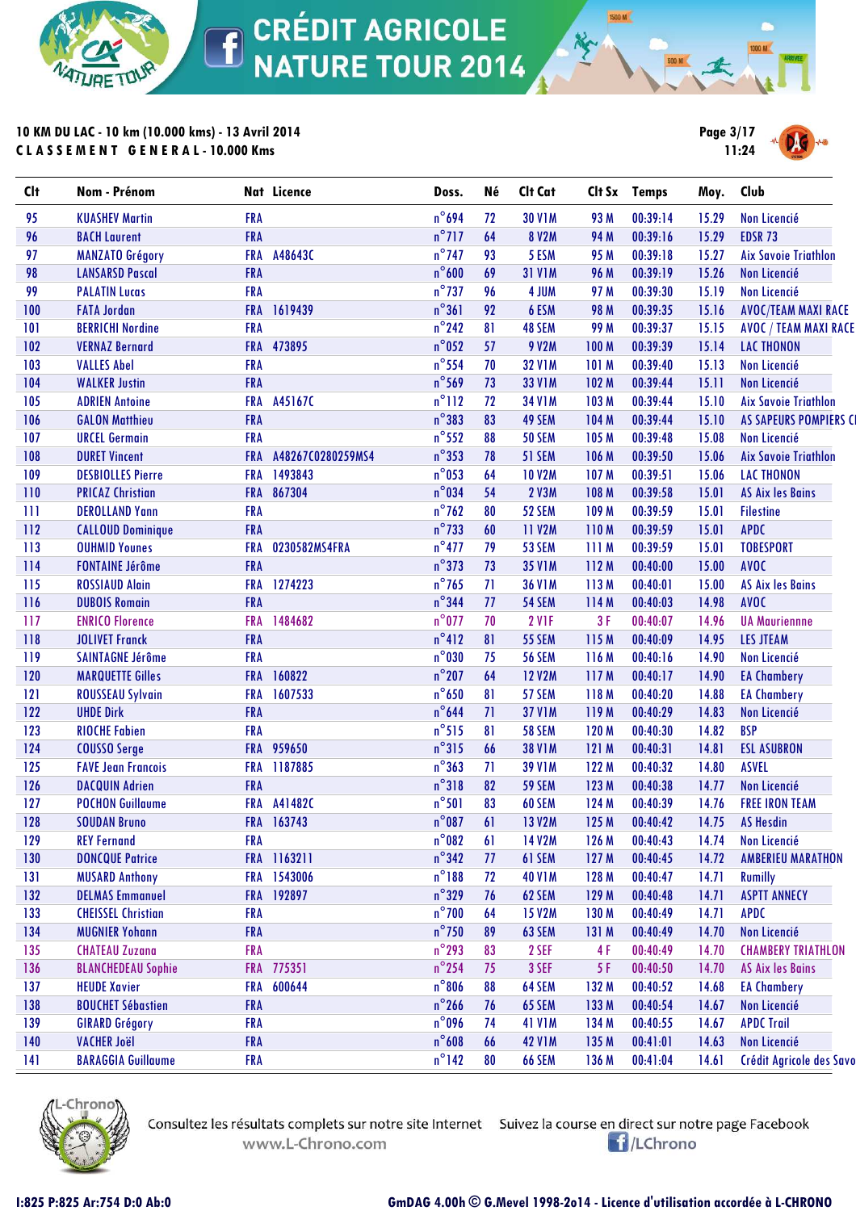# CRÉDIT AGRICOLE NATURE TOUR 2014

**10 KM DU LAC - 10 km (10.000 kms) - 13 Avril 2014**
**CLASSEMENT GENERAL - 10.000 Kms**

11:24

| Clt | Nom - Prénom | Nat | Licence | Doss. | Né | Clt Cat | Clt Sx | Temps | Moy. | Club |
|---|---|---|---|---|---|---|---|---|---|---|
| 95 | KUASHEV Martin | FRA | | n°694 | 72 | 30 V1M | 93 M | 00:39:14 | 15.29 | Non Licencié |
| 96 | BACH Laurent | FRA | | n°717 | 64 | 8 V2M | 94 M | 00:39:16 | 15.29 | EDSR 73 |
| 97 | MANZATO Grégory | FRA | A48643C | n°747 | 93 | 5 ESM | 95 M | 00:39:18 | 15.27 | Aix Savoie Triathlon |
| 98 | LANSARSD Pascal | FRA | | n°600 | 69 | 31 V1M | 96 M | 00:39:19 | 15.26 | Non Licencié |
| 99 | PALATIN Lucas | FRA | | n°737 | 96 | 4 JUM | 97 M | 00:39:30 | 15.19 | Non Licencié |
| 100 | FATA Jordan | FRA | 1619439 | n°361 | 92 | 6 ESM | 98 M | 00:39:35 | 15.16 | AVOC/TEAM MAXI RACE |
| 101 | BERRICHI Nordine | FRA | | n°242 | 81 | 48 SEM | 99 M | 00:39:37 | 15.15 | AVOC / TEAM MAXI RACE |
| 102 | VERNAZ Bernard | FRA | 473895 | n°052 | 57 | 9 V2M | 100 M | 00:39:39 | 15.14 | LAC THONON |
| 103 | VALLES Abel | FRA | | n°554 | 70 | 32 V1M | 101 M | 00:39:40 | 15.13 | Non Licencié |
| 104 | WALKER Justin | FRA | | n°569 | 73 | 33 V1M | 102 M | 00:39:44 | 15.11 | Non Licencié |
| 105 | ADRIEN Antoine | FRA | A45167C | n°112 | 72 | 34 V1M | 103 M | 00:39:44 | 15.10 | Aix Savoie Triathlon |
| 106 | GALON Matthieu | FRA | | n°383 | 83 | 49 SEM | 104 M | 00:39:44 | 15.10 | AS SAPEURS POMPIERS CI |
| 107 | URCEL Germain | FRA | | n°552 | 88 | 50 SEM | 105 M | 00:39:48 | 15.08 | Non Licencié |
| 108 | DURET Vincent | FRA | A48267C0280259MS4 | n°353 | 78 | 51 SEM | 106 M | 00:39:50 | 15.06 | Aix Savoie Triathlon |
| 109 | DESBIOLLES Pierre | FRA | 1493843 | n°053 | 64 | 10 V2M | 107 M | 00:39:51 | 15.06 | LAC THONON |
| 110 | PRICAZ Christian | FRA | 867304 | n°034 | 54 | 2 V3M | 108 M | 00:39:58 | 15.01 | AS Aix les Bains |
| 111 | DEROLLAND Yann | FRA | | n°762 | 80 | 52 SEM | 109 M | 00:39:59 | 15.01 | Filestine |
| 112 | CALLOUD Dominique | FRA | | n°733 | 60 | 11 V2M | 110 M | 00:39:59 | 15.01 | APDC |
| 113 | OUHMID Younes | FRA | 0230582MS4FRA | n°477 | 79 | 53 SEM | 111 M | 00:39:59 | 15.01 | TOBESPORT |
| 114 | FONTAINE Jérôme | FRA | | n°373 | 73 | 35 V1M | 112 M | 00:40:00 | 15.00 | AVOC |
| 115 | ROSSIAUD Alain | FRA | 1274223 | n°765 | 71 | 36 V1M | 113 M | 00:40:01 | 15.00 | AS Aix les Bains |
| 116 | DUBOIS Romain | FRA | | n°344 | 77 | 54 SEM | 114 M | 00:40:03 | 14.98 | AVOC |
| 117 | ENRICO Florence | FRA | 1484682 | n°077 | 70 | 2 V1F | 3 F | 00:40:07 | 14.96 | UA Maurienne |
| 118 | JOLIVET Franck | FRA | | n°412 | 81 | 55 SEM | 115 M | 00:40:09 | 14.95 | LES JTEAM |
| 119 | SAINTAGNE Jérôme | FRA | | n°030 | 75 | 56 SEM | 116 M | 00:40:16 | 14.90 | Non Licencié |
| 120 | MARQUETTE Gilles | FRA | 160822 | n°207 | 64 | 12 V2M | 117 M | 00:40:17 | 14.90 | EA Chambery |
| 121 | ROUSSEAU Sylvain | FRA | 1607533 | n°650 | 81 | 57 SEM | 118 M | 00:40:20 | 14.88 | EA Chambery |
| 122 | UHDE Dirk | FRA | | n°644 | 71 | 37 V1M | 119 M | 00:40:29 | 14.83 | Non Licencié |
| 123 | RIOCHE Fabien | FRA | | n°515 | 81 | 58 SEM | 120 M | 00:40:30 | 14.82 | BSP |
| 124 | COUSSO Serge | FRA | 959650 | n°315 | 66 | 38 V1M | 121 M | 00:40:31 | 14.81 | ESL ASUBRON |
| 125 | FAVE Jean Francois | FRA | 1187885 | n°363 | 71 | 39 V1M | 122 M | 00:40:32 | 14.80 | ASVEL |
| 126 | DACQUIN Adrien | FRA | | n°318 | 82 | 59 SEM | 123 M | 00:40:38 | 14.77 | Non Licencié |
| 127 | POCHON Guillaume | FRA | A41482C | n°501 | 83 | 60 SEM | 124 M | 00:40:39 | 14.76 | FREE IRON TEAM |
| 128 | SOUDAN Bruno | FRA | 163743 | n°087 | 61 | 13 V2M | 125 M | 00:40:42 | 14.75 | AS Hesdin |
| 129 | REY Fernand | FRA | | n°082 | 61 | 14 V2M | 126 M | 00:40:43 | 14.74 | Non Licencié |
| 130 | DONCQUE Patrice | FRA | 1163211 | n°342 | 77 | 61 SEM | 127 M | 00:40:45 | 14.72 | AMBERIEU MARATHON |
| 131 | MUSARD Anthony | FRA | 1543006 | n°188 | 72 | 40 V1M | 128 M | 00:40:47 | 14.71 | Rumilly |
| 132 | DELMAS Emmanuel | FRA | 192897 | n°329 | 76 | 62 SEM | 129 M | 00:40:48 | 14.71 | ASPTT ANNECY |
| 133 | CHEISSEL Christian | FRA | | n°700 | 64 | 15 V2M | 130 M | 00:40:49 | 14.71 | APDC |
| 134 | MUGNIER Yohann | FRA | | n°750 | 89 | 63 SEM | 131 M | 00:40:49 | 14.70 | Non Licencié |
| 135 | CHATEAU Zuzana | FRA | | n°293 | 83 | 2 SEF | 4 F | 00:40:49 | 14.70 | CHAMBERY TRIATHLON |
| 136 | BLANCHEDEAU Sophie | FRA | 775351 | n°254 | 75 | 3 SEF | 5 F | 00:40:50 | 14.70 | AS Aix les Bains |
| 137 | HEUDE Xavier | FRA | 600644 | n°806 | 88 | 64 SEM | 132 M | 00:40:52 | 14.68 | EA Chambery |
| 138 | BOUCHET Sébastien | FRA | | n°266 | 76 | 65 SEM | 133 M | 00:40:54 | 14.67 | Non Licencié |
| 139 | GIRARD Grégory | FRA | | n°096 | 74 | 41 V1M | 134 M | 00:40:55 | 14.67 | APDC Trail |
| 140 | VACHER Joël | FRA | | n°608 | 66 | 42 V1M | 135 M | 00:41:01 | 14.63 | Non Licencié |
| 141 | BARAGGIA Guillaume | FRA | | n°142 | 80 | 66 SEM | 136 M | 00:41:04 | 14.61 | Crédit Agricole des Savo |

Consultez les résultats complets sur notre site Internet www.L-Chrono.com

Suivez la course en direct sur notre page Facebook /LChrono

I:825 P:825 Ar:754 D:0 Ab:0

GmDAG 4.00h © G.Mevel 1998-2014 - Licence d'utilisation accordée à L-CHRONO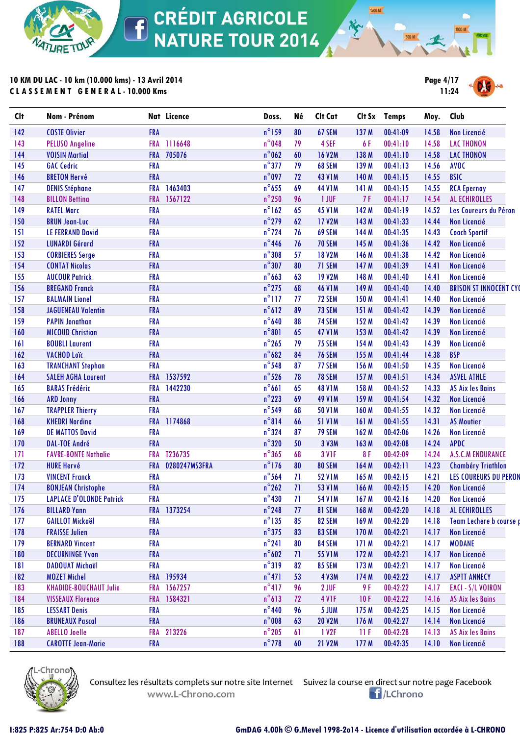# CRÉDIT AGRICOLE NATURE TOUR 2014

**10 KM DU LAC - 10 km (10.000 kms) - 13 Avril 2014**
**CLASSEMENT GENERAL - 10.000 Kms**

11:24

| Clt | Nom - Prénom | Nat | Licence | Doss. | Né | Clt Cat | Clt Sx | Temps | Moy. | Club |
|---|---|---|---|---|---|---|---|---|---|---|
| 142 | COSTE Olivier | FRA | | n°159 | 80 | 67 SEM | 137 M | 00:41:09 | 14.58 | Non Licencié |
| 143 | PELUSO Angeline | FRA | 1116648 | n°048 | 79 | 4 SEF | 6 F | 00:41:10 | 14.58 | LAC THONON |
| 144 | VOISIN Martial | FRA | 705076 | n°062 | 60 | 16 V2M | 138 M | 00:41:10 | 14.58 | LAC THONON |
| 145 | GAC Cedric | FRA | | n°377 | 79 | 68 SEM | 139 M | 00:41:13 | 14.56 | AVOC |
| 146 | BRETON Hervé | FRA | | n°097 | 72 | 43 V1M | 140 M | 00:41:15 | 14.55 | BSIC |
| 147 | DENIS Stéphane | FRA | 1463403 | n°655 | 69 | 44 V1M | 141 M | 00:41:15 | 14.55 | RCA Epernay |
| 148 | BILLON Bettina | FRA | 1567122 | n°250 | 96 | 1 JUF | 7 F | 00:41:17 | 14.54 | AL ECHIROLLES |
| 149 | RATEL Marc | FRA | | n°162 | 65 | 45 V1M | 142 M | 00:41:19 | 14.52 | Les Coureurs du Péron |
| 150 | BRUN Jean-Luc | FRA | | n°279 | 62 | 17 V2M | 143 M | 00:41:33 | 14.44 | Non Licencié |
| 151 | LE FERRAND David | FRA | | n°724 | 76 | 69 SEM | 144 M | 00:41:35 | 14.43 | Coach Sportif |
| 152 | LUNARDI Gérard | FRA | | n°446 | 76 | 70 SEM | 145 M | 00:41:36 | 14.42 | Non Licencié |
| 153 | CORBIERES Serge | FRA | | n°308 | 57 | 18 V2M | 146 M | 00:41:38 | 14.42 | Non Licencié |
| 154 | CONTAT Nicolas | FRA | | n°307 | 80 | 71 SEM | 147 M | 00:41:39 | 14.41 | Non Licencié |
| 155 | AUCOUR Patrick | FRA | | n°663 | 63 | 19 V2M | 148 M | 00:41:40 | 14.41 | Non Licencié |
| 156 | BREGAND Franck | FRA | | n°275 | 68 | 46 V1M | 149 M | 00:41:40 | 14.40 | BRISON ST INNOCENT CYC |
| 157 | BALMAIN Lionel | FRA | | n°117 | 77 | 72 SEM | 150 M | 00:41:41 | 14.40 | Non Licencié |
| 158 | JAGUENEAU Valentin | FRA | | n°612 | 89 | 73 SEM | 151 M | 00:41:42 | 14.39 | Non Licencié |
| 159 | PAPIN Jonathan | FRA | | n°640 | 88 | 74 SEM | 152 M | 00:41:42 | 14.39 | Non Licencié |
| 160 | MICOUD Christian | FRA | | n°801 | 65 | 47 V1M | 153 M | 00:41:42 | 14.39 | Non Licencié |
| 161 | BOUBLI Laurent | FRA | | n°265 | 79 | 75 SEM | 154 M | 00:41:43 | 14.39 | Non Licencié |
| 162 | VACHOD Loïc | FRA | | n°682 | 84 | 76 SEM | 155 M | 00:41:44 | 14.38 | BSP |
| 163 | TRANCHANT Stephan | FRA | | n°548 | 87 | 77 SEM | 156 M | 00:41:50 | 14.35 | Non Licencié |
| 164 | SALEH AGHA Laurent | FRA | 1537592 | n°526 | 78 | 78 SEM | 157 M | 00:41:51 | 14.34 | ASVEL ATHLE |
| 165 | BARAS Frédéric | FRA | 1442230 | n°661 | 65 | 48 V1M | 158 M | 00:41:52 | 14.33 | AS Aix les Bains |
| 166 | ARD Jonny | FRA | | n°223 | 69 | 49 V1M | 159 M | 00:41:54 | 14.32 | Non Licencié |
| 167 | TRAPPLER Thierry | FRA | | n°549 | 68 | 50 V1M | 160 M | 00:41:55 | 14.32 | Non Licencié |
| 168 | KHEDRI Nordine | FRA | 1174868 | n°814 | 66 | 51 V1M | 161 M | 00:41:55 | 14.31 | AS Moutier |
| 169 | DE MATTOS David | FRA | | n°324 | 87 | 79 SEM | 162 M | 00:42:06 | 14.26 | Non Licencié |
| 170 | DAL-TOE André | FRA | | n°320 | 50 | 3 V3M | 163 M | 00:42:08 | 14.24 | APDC |
| 171 | FAVRE-BONTE Nathalie | FRA | T236735 | n°365 | 68 | 3 V1F | 8 F | 00:42:09 | 14.24 | A.S.C.M ENDURANCE |
| 172 | HURE Hervé | FRA | 0280247MS3FRA | n°176 | 80 | 80 SEM | 164 M | 00:42:11 | 14.23 | Chambéry Triathlon |
| 173 | VINCENT Franck | FRA | | n°564 | 71 | 52 V1M | 165 M | 00:42:15 | 14.21 | LES COUREURS DU PERON |
| 174 | BONJEAN Christophe | FRA | | n°262 | 71 | 53 V1M | 166 M | 00:42:15 | 14.20 | Non Licencié |
| 175 | LAPLACE D'OLONDE Patrick | FRA | | n°430 | 71 | 54 V1M | 167 M | 00:42:16 | 14.20 | Non Licencié |
| 176 | BILLARD Yann | FRA | 1373254 | n°248 | 77 | 81 SEM | 168 M | 00:42:20 | 14.18 | AL ECHIROLLES |
| 177 | GAILLOT Mickaël | FRA | | n°135 | 85 | 82 SEM | 169 M | 00:42:20 | 14.18 | Team Lechere b course p |
| 178 | FRAISSE Julien | FRA | | n°375 | 83 | 83 SEM | 170 M | 00:42:21 | 14.17 | Non Licencié |
| 179 | BERNARD Vincent | FRA | | n°241 | 80 | 84 SEM | 171 M | 00:42:21 | 14.17 | MODANE |
| 180 | DECURNINGE Yvan | FRA | | n°602 | 71 | 55 V1M | 172 M | 00:42:21 | 14.17 | Non Licencié |
| 181 | DADOUAT Michaël | FRA | | n°319 | 82 | 85 SEM | 173 M | 00:42:21 | 14.17 | Non Licencié |
| 182 | MOZET Michel | FRA | 195934 | n°471 | 53 | 4 V3M | 174 M | 00:42:22 | 14.17 | ASPTT ANNECY |
| 183 | KHADIDE-BOUCHAUT Julie | FRA | 1567257 | n°417 | 96 | 2 JUF | 9 F | 00:42:22 | 14.17 | EACI - S/L VOIRON |
| 184 | VISSEAUX Florence | FRA | 1584321 | n°613 | 72 | 4 V1F | 10 F | 00:42:22 | 14.16 | AS Aix les Bains |
| 185 | LESSART Denis | FRA | | n°440 | 96 | 5 JUM | 175 M | 00:42:25 | 14.15 | Non Licencié |
| 186 | BRUNEAUX Pascal | FRA | | n°008 | 63 | 20 V2M | 176 M | 00:42:27 | 14.14 | Non Licencié |
| 187 | ABELLO Joelle | FRA | 213226 | n°205 | 61 | 1 V2F | 11 F | 00:42:28 | 14.13 | AS Aix les Bains |
| 188 | CAROTTE Jean-Marie | FRA | | n°778 | 60 | 21 V2M | 177 M | 00:42:35 | 14.10 | Non Licencié |

Consultez les résultats complets sur notre site Internet www.L-Chrono.com

Suivez la course en direct sur notre page Facebook /LChrono

I:825 P:825 Ar:754 D:0 Ab:0

GmDAG 4.00h © G.Mevel 1998-2014 - Licence d'utilisation accordée à L-CHRONO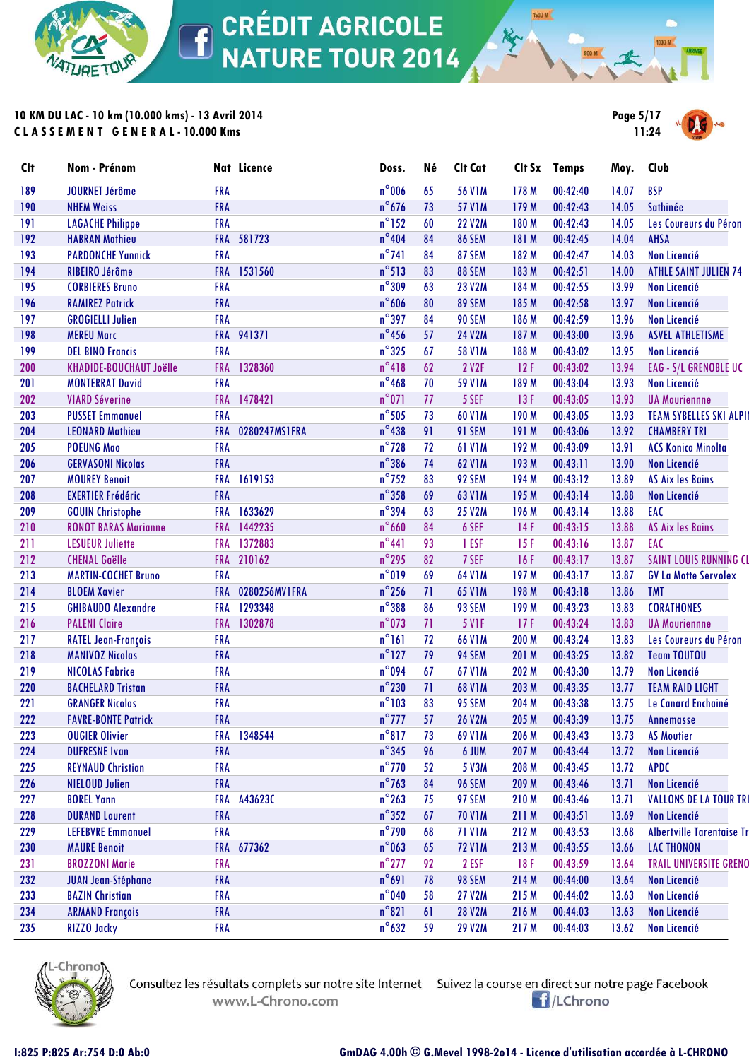# CRÉDIT AGRICOLE NATURE TOUR 2014

**10 KM DU LAC - 10 km (10.000 kms) - 13 Avril 2014**
**CLASSEMENT GENERAL - 10.000 Kms**

11:24

| Clt | Nom - Prénom | Nat | Licence | Doss. | Né | Clt Cat | Clt Sx | Temps | Moy. | Club |
|---|---|---|---|---|---|---|---|---|---|---|
| 189 | JOURNET Jérôme | FRA | | n°006 | 65 | 56 V1M | 178 M | 00:42:40 | 14.07 | BSP |
| 190 | NHEM Weiss | FRA | | n°676 | 73 | 57 V1M | 179 M | 00:42:43 | 14.05 | Sathinée |
| 191 | LAGACHE Philippe | FRA | | n°152 | 60 | 22 V2M | 180 M | 00:42:43 | 14.05 | Les Coureurs du Péron |
| 192 | HABRAN Mathieu | FRA | 581723 | n°404 | 84 | 86 SEM | 181 M | 00:42:45 | 14.04 | AHSA |
| 193 | PARDONCHE Yannick | FRA | | n°741 | 84 | 87 SEM | 182 M | 00:42:47 | 14.03 | Non Licencié |
| 194 | RIBEIRO Jérôme | FRA | 1531560 | n°513 | 83 | 88 SEM | 183 M | 00:42:51 | 14.00 | ATHLE SAINT JULIEN 74 |
| 195 | CORBIERES Bruno | FRA | | n°309 | 63 | 23 V2M | 184 M | 00:42:55 | 13.99 | Non Licencié |
| 196 | RAMIREZ Patrick | FRA | | n°606 | 80 | 89 SEM | 185 M | 00:42:58 | 13.97 | Non Licencié |
| 197 | GROGIELLI Julien | FRA | | n°397 | 84 | 90 SEM | 186 M | 00:42:59 | 13.96 | Non Licencié |
| 198 | MEREU Marc | FRA | 941371 | n°456 | 57 | 24 V2M | 187 M | 00:43:00 | 13.96 | ASVEL ATHLETISME |
| 199 | DEL BINO Francis | FRA | | n°325 | 67 | 58 V1M | 188 M | 00:43:02 | 13.95 | Non Licencié |
| 200 | KHADIDE-BOUCHAUT Joëlle | FRA | 1328360 | n°418 | 62 | 2 V2F | 12 F | 00:43:02 | 13.94 | EAG - S/L GRENOBLE UC |
| 201 | MONTERRAT David | FRA | | n°468 | 70 | 59 V1M | 189 M | 00:43:04 | 13.93 | Non Licencié |
| 202 | VIARD Séverine | FRA | 1478421 | n°071 | 77 | 5 SEF | 13 F | 00:43:05 | 13.93 | UA Maurienne |
| 203 | PUSSET Emmanuel | FRA | | n°505 | 73 | 60 V1M | 190 M | 00:43:05 | 13.93 | TEAM SYBELLES SKI ALPI |
| 204 | LEONARD Mathieu | FRA | 0280247MS1FRA | n°438 | 91 | 91 SEM | 191 M | 00:43:06 | 13.92 | CHAMBERY TRI |
| 205 | POEUNG Mao | FRA | | n°728 | 72 | 61 V1M | 192 M | 00:43:09 | 13.91 | ACS Konica Minolta |
| 206 | GERVASONI Nicolas | FRA | | n°386 | 74 | 62 V1M | 193 M | 00:43:11 | 13.90 | Non Licencié |
| 207 | MOUREY Benoit | FRA | 1619153 | n°752 | 83 | 92 SEM | 194 M | 00:43:12 | 13.89 | AS Aix les Bains |
| 208 | EXERTIER Frédéric | FRA | | n°358 | 69 | 63 V1M | 195 M | 00:43:14 | 13.88 | Non Licencié |
| 209 | GOUIN Christophe | FRA | 1633629 | n°394 | 63 | 25 V2M | 196 M | 00:43:14 | 13.88 | EAC |
| 210 | RONOT BARAS Marianne | FRA | 1442235 | n°660 | 84 | 6 SEF | 14 F | 00:43:15 | 13.88 | AS Aix les Bains |
| 211 | LESUEUR Juliette | FRA | 1372883 | n°441 | 93 | 1 ESF | 15 F | 00:43:16 | 13.87 | EAC |
| 212 | CHENAL Gaëlle | FRA | 210162 | n°295 | 82 | 7 SEF | 16 F | 00:43:17 | 13.87 | SAINT LOUIS RUNNING CL |
| 213 | MARTIN-COCHET Bruno | FRA | | n°019 | 69 | 64 V1M | 197 M | 00:43:17 | 13.87 | GV La Motte Servolex |
| 214 | BLOEM Xavier | FRA | 0280256MV1FRA | n°256 | 71 | 65 V1M | 198 M | 00:43:18 | 13.86 | TMT |
| 215 | GHIBAUDO Alexandre | FRA | 1293348 | n°388 | 86 | 93 SEM | 199 M | 00:43:23 | 13.83 | CORATHONES |
| 216 | PALENI Claire | FRA | 1302878 | n°073 | 71 | 5 V1F | 17 F | 00:43:24 | 13.83 | UA Maurienne |
| 217 | RATEL Jean-François | FRA | | n°161 | 72 | 66 V1M | 200 M | 00:43:24 | 13.83 | Les Coureurs du Péron |
| 218 | MANIVOZ Nicolas | FRA | | n°127 | 79 | 94 SEM | 201 M | 00:43:25 | 13.82 | Team TOUTOU |
| 219 | NICOLAS Fabrice | FRA | | n°094 | 67 | 67 V1M | 202 M | 00:43:30 | 13.79 | Non Licencié |
| 220 | BACHELARD Tristan | FRA | | n°230 | 71 | 68 V1M | 203 M | 00:43:35 | 13.77 | TEAM RAID LIGHT |
| 221 | GRANGER Nicolas | FRA | | n°103 | 83 | 95 SEM | 204 M | 00:43:38 | 13.75 | Le Canard Enchainé |
| 222 | FAVRE-BONTE Patrick | FRA | | n°777 | 57 | 26 V2M | 205 M | 00:43:39 | 13.75 | Annemasse |
| 223 | OUGIER Olivier | FRA | 1348544 | n°817 | 73 | 69 V1M | 206 M | 00:43:43 | 13.73 | AS Moutier |
| 224 | DUFRESNE Ivan | FRA | | n°345 | 96 | 6 JUM | 207 M | 00:43:44 | 13.72 | Non Licencié |
| 225 | REYNAUD Christian | FRA | | n°770 | 52 | 5 V3M | 208 M | 00:43:45 | 13.72 | APDC |
| 226 | NIELOUD Julien | FRA | | n°763 | 84 | 96 SEM | 209 M | 00:43:46 | 13.71 | Non Licencié |
| 227 | BOREL Yann | FRA | A43623C | n°263 | 75 | 97 SEM | 210 M | 00:43:46 | 13.71 | VALLONS DE LA TOUR TRI |
| 228 | DURAND Laurent | FRA | | n°352 | 67 | 70 V1M | 211 M | 00:43:51 | 13.69 | Non Licencié |
| 229 | LEFEBVRE Emmanuel | FRA | | n°790 | 68 | 71 V1M | 212 M | 00:43:53 | 13.68 | Albertville Tarentaise Tr |
| 230 | MAURE Benoit | FRA | 677362 | n°063 | 65 | 72 V1M | 213 M | 00:43:55 | 13.66 | LAC THONON |
| 231 | BROZZONI Marie | FRA | | n°277 | 92 | 2 ESF | 18 F | 00:43:59 | 13.64 | TRAIL UNIVERSITE GRENO |
| 232 | JUAN Jean-Stéphane | FRA | | n°691 | 78 | 98 SEM | 214 M | 00:44:00 | 13.64 | Non Licencié |
| 233 | BAZIN Christian | FRA | | n°040 | 58 | 27 V2M | 215 M | 00:44:02 | 13.63 | Non Licencié |
| 234 | ARMAND François | FRA | | n°821 | 61 | 28 V2M | 216 M | 00:44:03 | 13.63 | Non Licencié |
| 235 | RIZZO Jacky | FRA | | n°632 | 59 | 29 V2M | 217 M | 00:44:03 | 13.62 | Non Licencié |

Consultez les résultats complets sur notre site Internet www.L-Chrono.com — Suivez la course en direct sur notre page Facebook /LChrono

I:825 P:825 Ar:754 D:0 Ab:0 — GmDAG 4.00h © G.Mevel 1998-2014 - Licence d'utilisation accordée à L-CHRONO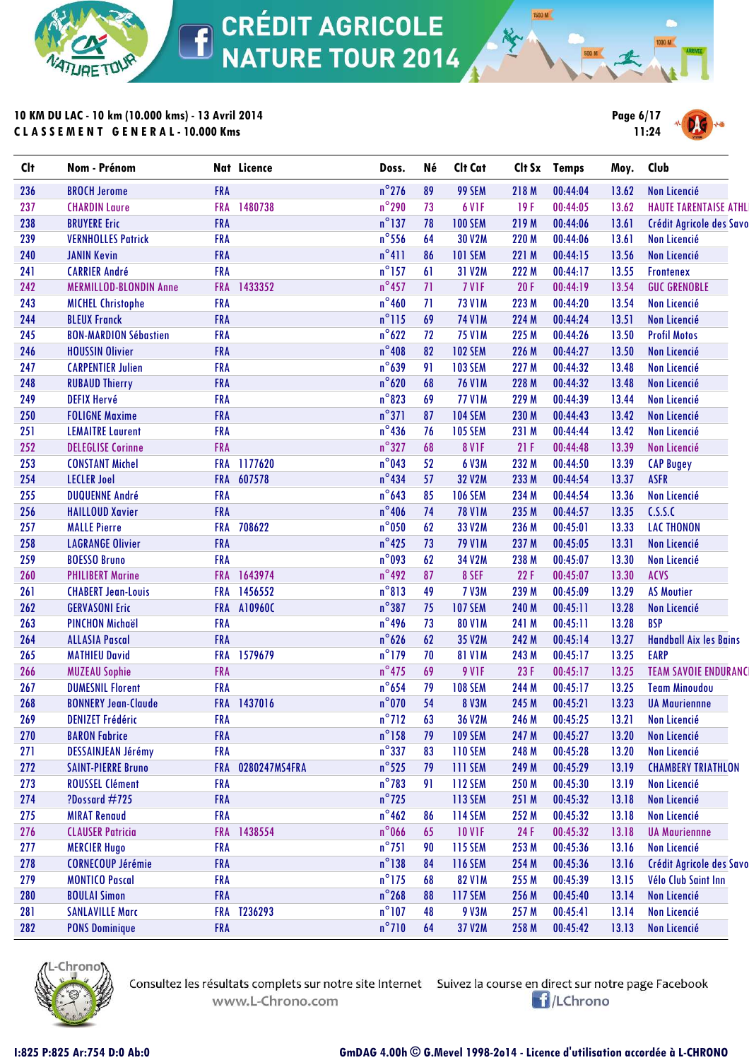# CRÉDIT AGRICOLE NATURE TOUR 2014

**10 KM DU LAC - 10 km (10.000 kms) - 13 Avril 2014**
**CLASSEMENT GENERAL - 10.000 Kms**

Page 6/17
11:24

| Clt | Nom - Prénom | Nat | Licence | Doss. | Né | Clt Cat | Clt Sx | Temps | Moy. | Club |
|---|---|---|---|---|---|---|---|---|---|---|
| 236 | BROCH Jerome | FRA | | n°276 | 89 | 99 SEM | 218 M | 00:44:04 | 13.62 | Non Licencié |
| 237 | CHARDIN Laure | FRA | 1480738 | n°290 | 73 | 6 V1F | 19 F | 00:44:05 | 13.62 | HAUTE TARENTAISE ATHL |
| 238 | BRUYERE Eric | FRA | | n°137 | 78 | 100 SEM | 219 M | 00:44:06 | 13.61 | Crédit Agricole des Savo |
| 239 | VERNHOLLES Patrick | FRA | | n°556 | 64 | 30 V2M | 220 M | 00:44:06 | 13.61 | Non Licencié |
| 240 | JANIN Kevin | FRA | | n°411 | 86 | 101 SEM | 221 M | 00:44:15 | 13.56 | Non Licencié |
| 241 | CARRIER André | FRA | | n°157 | 61 | 31 V2M | 222 M | 00:44:17 | 13.55 | Frontenex |
| 242 | MERMILLOD-BLONDIN Anne | FRA | 1433352 | n°457 | 71 | 7 V1F | 20 F | 00:44:19 | 13.54 | GUC GRENOBLE |
| 243 | MICHEL Christophe | FRA | | n°460 | 71 | 73 V1M | 223 M | 00:44:20 | 13.54 | Non Licencié |
| 244 | BLEUX Franck | FRA | | n°115 | 69 | 74 V1M | 224 M | 00:44:24 | 13.51 | Non Licencié |
| 245 | BON-MARDION Sébastien | FRA | | n°622 | 72 | 75 V1M | 225 M | 00:44:26 | 13.50 | Profil Motos |
| 246 | HOUSSIN Olivier | FRA | | n°408 | 82 | 102 SEM | 226 M | 00:44:27 | 13.50 | Non Licencié |
| 247 | CARPENTIER Julien | FRA | | n°639 | 91 | 103 SEM | 227 M | 00:44:32 | 13.48 | Non Licencié |
| 248 | RUBAUD Thierry | FRA | | n°620 | 68 | 76 V1M | 228 M | 00:44:32 | 13.48 | Non Licencié |
| 249 | DEFIX Hervé | FRA | | n°823 | 69 | 77 V1M | 229 M | 00:44:39 | 13.44 | Non Licencié |
| 250 | FOLIGNE Maxime | FRA | | n°371 | 87 | 104 SEM | 230 M | 00:44:43 | 13.42 | Non Licencié |
| 251 | LEMAITRE Laurent | FRA | | n°436 | 76 | 105 SEM | 231 M | 00:44:44 | 13.42 | Non Licencié |
| 252 | DELEGLISE Corinne | FRA | | n°327 | 68 | 8 V1F | 21 F | 00:44:48 | 13.39 | Non Licencié |
| 253 | CONSTANT Michel | FRA | 1177620 | n°043 | 52 | 6 V3M | 232 M | 00:44:50 | 13.39 | CAP Bugey |
| 254 | LECLER Joel | FRA | 607578 | n°434 | 57 | 32 V2M | 233 M | 00:44:54 | 13.37 | ASFR |
| 255 | DUQUENNE André | FRA | | n°643 | 85 | 106 SEM | 234 M | 00:44:54 | 13.36 | Non Licencié |
| 256 | HAILLOUD Xavier | FRA | | n°406 | 74 | 78 V1M | 235 M | 00:44:57 | 13.35 | C.S.S.C |
| 257 | MALLE Pierre | FRA | 708622 | n°050 | 62 | 33 V2M | 236 M | 00:45:01 | 13.33 | LAC THONON |
| 258 | LAGRANGE Olivier | FRA | | n°425 | 73 | 79 V1M | 237 M | 00:45:05 | 13.31 | Non Licencié |
| 259 | BOESSO Bruno | FRA | | n°093 | 62 | 34 V2M | 238 M | 00:45:07 | 13.30 | Non Licencié |
| 260 | PHILIBERT Marine | FRA | 1643974 | n°492 | 87 | 8 SEF | 22 F | 00:45:07 | 13.30 | ACVS |
| 261 | CHABERT Jean-Louis | FRA | 1456552 | n°813 | 49 | 7 V3M | 239 M | 00:45:09 | 13.29 | AS Moutier |
| 262 | GERVASONI Eric | FRA | A10960C | n°387 | 75 | 107 SEM | 240 M | 00:45:11 | 13.28 | Non Licencié |
| 263 | PINCHON Michaël | FRA | | n°496 | 73 | 80 V1M | 241 M | 00:45:11 | 13.28 | BSP |
| 264 | ALLASIA Pascal | FRA | | n°626 | 62 | 35 V2M | 242 M | 00:45:14 | 13.27 | Handball Aix les Bains |
| 265 | MATHIEU David | FRA | 1579679 | n°179 | 70 | 81 V1M | 243 M | 00:45:17 | 13.25 | EARP |
| 266 | MUZEAU Sophie | FRA | | n°475 | 69 | 9 V1F | 23 F | 00:45:17 | 13.25 | TEAM SAVOIE ENDURANC |
| 267 | DUMESNIL Florent | FRA | | n°654 | 79 | 108 SEM | 244 M | 00:45:17 | 13.25 | Team Minoudou |
| 268 | BONNERY Jean-Claude | FRA | 1437016 | n°070 | 54 | 8 V3M | 245 M | 00:45:21 | 13.23 | UA Maurienne |
| 269 | DENIZET Frédéric | FRA | | n°712 | 63 | 36 V2M | 246 M | 00:45:25 | 13.21 | Non Licencié |
| 270 | BARON Fabrice | FRA | | n°158 | 79 | 109 SEM | 247 M | 00:45:27 | 13.20 | Non Licencié |
| 271 | DESSAINJEAN Jérémy | FRA | | n°337 | 83 | 110 SEM | 248 M | 00:45:28 | 13.20 | Non Licencié |
| 272 | SAINT-PIERRE Bruno | FRA | 0280247MS4FRA | n°525 | 79 | 111 SEM | 249 M | 00:45:29 | 13.19 | CHAMBERY TRIATHLON |
| 273 | ROUSSEL Clément | FRA | | n°783 | 91 | 112 SEM | 250 M | 00:45:30 | 13.19 | Non Licencié |
| 274 | ?Dossard #725 | FRA | | n°725 | | 113 SEM | 251 M | 00:45:32 | 13.18 | Non Licencié |
| 275 | MIRAT Renaud | FRA | | n°462 | 86 | 114 SEM | 252 M | 00:45:32 | 13.18 | Non Licencié |
| 276 | CLAUSER Patricia | FRA | 1438554 | n°066 | 65 | 10 V1F | 24 F | 00:45:32 | 13.18 | UA Maurienne |
| 277 | MERCIER Hugo | FRA | | n°751 | 90 | 115 SEM | 253 M | 00:45:36 | 13.16 | Non Licencié |
| 278 | CORNECOUP Jérémie | FRA | | n°138 | 84 | 116 SEM | 254 M | 00:45:36 | 13.16 | Crédit Agricole des Savo |
| 279 | MONTICO Pascal | FRA | | n°175 | 68 | 82 V1M | 255 M | 00:45:39 | 13.15 | Vélo Club Saint Inn |
| 280 | BOULAI Simon | FRA | | n°268 | 88 | 117 SEM | 256 M | 00:45:40 | 13.14 | Non Licencié |
| 281 | SANLAVILLE Marc | FRA | T236293 | n°107 | 48 | 9 V3M | 257 M | 00:45:41 | 13.14 | Non Licencié |
| 282 | PONS Dominique | FRA | | n°710 | 64 | 37 V2M | 258 M | 00:45:42 | 13.13 | Non Licencié |

Consultez les résultats complets sur notre site Internet www.L-Chrono.com — Suivez la course en direct sur notre page Facebook /LChrono

I:825 P:825 Ar:754 D:0 Ab:0 — GmDAG 4.00h © G.Mevel 1998-2014 - Licence d'utilisation accordée à L-CHRONO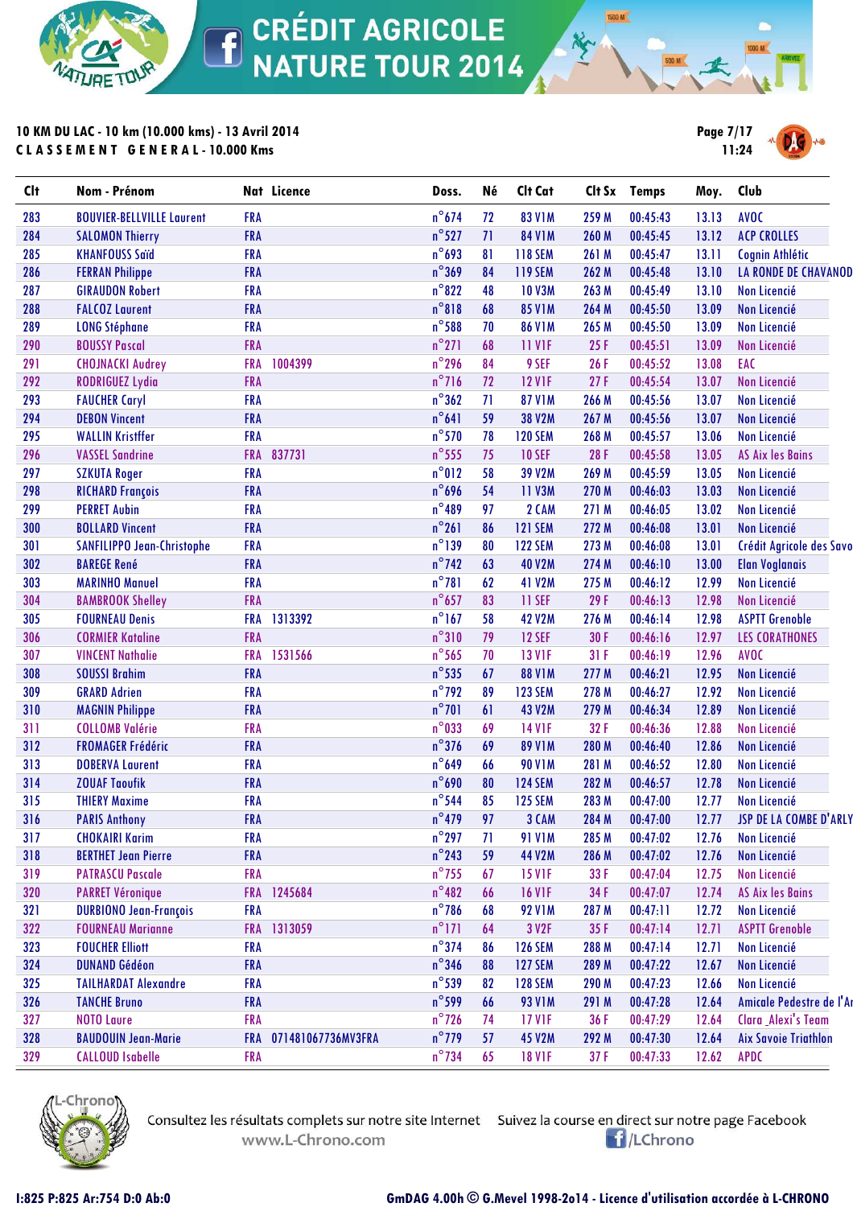# CRÉDIT AGRICOLE NATURE TOUR 2014

**10 KM DU LAC - 10 km (10.000 kms) - 13 Avril 2014**
**CLASSEMENT GENERAL - 10.000 Kms**

11:24

| Clt | Nom - Prénom | Nat | Licence | Doss. | Né | Clt Cat | Clt Sx | Temps | Moy. | Club |
|---|---|---|---|---|---|---|---|---|---|---|
| 283 | BOUVIER-BELLVILLE Laurent | FRA | | n°674 | 72 | 83 V1M | 259 M | 00:45:43 | 13.13 | AVOC |
| 284 | SALOMON Thierry | FRA | | n°527 | 71 | 84 V1M | 260 M | 00:45:45 | 13.12 | ACP CROLLES |
| 285 | KHANFOUSS Saïd | FRA | | n°693 | 81 | 118 SEM | 261 M | 00:45:47 | 13.11 | Cognin Athlétic |
| 286 | FERRAN Philippe | FRA | | n°369 | 84 | 119 SEM | 262 M | 00:45:48 | 13.10 | LA RONDE DE CHAVANOD |
| 287 | GIRAUDON Robert | FRA | | n°822 | 48 | 10 V3M | 263 M | 00:45:49 | 13.10 | Non Licencié |
| 288 | FALCOZ Laurent | FRA | | n°818 | 68 | 85 V1M | 264 M | 00:45:50 | 13.09 | Non Licencié |
| 289 | LONG Stéphane | FRA | | n°588 | 70 | 86 V1M | 265 M | 00:45:50 | 13.09 | Non Licencié |
| 290 | BOUSSY Pascal | FRA | | n°271 | 68 | 11 V1F | 25 F | 00:45:51 | 13.09 | Non Licencié |
| 291 | CHOJNACKI Audrey | FRA | 1004399 | n°296 | 84 | 9 SEF | 26 F | 00:45:52 | 13.08 | EAC |
| 292 | RODRIGUEZ Lydia | FRA | | n°716 | 72 | 12 V1F | 27 F | 00:45:54 | 13.07 | Non Licencié |
| 293 | FAUCHER Caryl | FRA | | n°362 | 71 | 87 V1M | 266 M | 00:45:56 | 13.07 | Non Licencié |
| 294 | DEBON Vincent | FRA | | n°641 | 59 | 38 V2M | 267 M | 00:45:56 | 13.07 | Non Licencié |
| 295 | WALLIN Kristffer | FRA | | n°570 | 78 | 120 SEM | 268 M | 00:45:57 | 13.06 | Non Licencié |
| 296 | VASSEL Sandrine | FRA | 837731 | n°555 | 75 | 10 SEF | 28 F | 00:45:58 | 13.05 | AS Aix les Bains |
| 297 | SZKUTA Roger | FRA | | n°012 | 58 | 39 V2M | 269 M | 00:45:59 | 13.05 | Non Licencié |
| 298 | RICHARD François | FRA | | n°696 | 54 | 11 V3M | 270 M | 00:46:03 | 13.03 | Non Licencié |
| 299 | PERRET Aubin | FRA | | n°489 | 97 | 2 CAM | 271 M | 00:46:05 | 13.02 | Non Licencié |
| 300 | BOLLARD Vincent | FRA | | n°261 | 86 | 121 SEM | 272 M | 00:46:08 | 13.01 | Non Licencié |
| 301 | SANFILIPPO Jean-Christophe | FRA | | n°139 | 80 | 122 SEM | 273 M | 00:46:08 | 13.01 | Crédit Agricole des Savo |
| 302 | BAREGE René | FRA | | n°742 | 63 | 40 V2M | 274 M | 00:46:10 | 13.00 | Elan Voglanais |
| 303 | MARINHO Manuel | FRA | | n°781 | 62 | 41 V2M | 275 M | 00:46:12 | 12.99 | Non Licencié |
| 304 | BAMBROOK Shelley | FRA | | n°657 | 83 | 11 SEF | 29 F | 00:46:13 | 12.98 | Non Licencié |
| 305 | FOURNEAU Denis | FRA | 1313392 | n°167 | 58 | 42 V2M | 276 M | 00:46:14 | 12.98 | ASPTT Grenoble |
| 306 | CORMIER Kataline | FRA | | n°310 | 79 | 12 SEF | 30 F | 00:46:16 | 12.97 | LES CORATHONES |
| 307 | VINCENT Nathalie | FRA | 1531566 | n°565 | 70 | 13 V1F | 31 F | 00:46:19 | 12.96 | AVOC |
| 308 | SOUSSI Brahim | FRA | | n°535 | 67 | 88 V1M | 277 M | 00:46:21 | 12.95 | Non Licencié |
| 309 | GRARD Adrien | FRA | | n°792 | 89 | 123 SEM | 278 M | 00:46:27 | 12.92 | Non Licencié |
| 310 | MAGNIN Philippe | FRA | | n°701 | 61 | 43 V2M | 279 M | 00:46:34 | 12.89 | Non Licencié |
| 311 | COLLOMB Valérie | FRA | | n°033 | 69 | 14 V1F | 32 F | 00:46:36 | 12.88 | Non Licencié |
| 312 | FROMAGER Frédéric | FRA | | n°376 | 69 | 89 V1M | 280 M | 00:46:40 | 12.86 | Non Licencié |
| 313 | DOBERVA Laurent | FRA | | n°649 | 66 | 90 V1M | 281 M | 00:46:52 | 12.80 | Non Licencié |
| 314 | ZOUAF Taoufik | FRA | | n°690 | 80 | 124 SEM | 282 M | 00:46:57 | 12.78 | Non Licencié |
| 315 | THIERY Maxime | FRA | | n°544 | 85 | 125 SEM | 283 M | 00:47:00 | 12.77 | Non Licencié |
| 316 | PARIS Anthony | FRA | | n°479 | 97 | 3 CAM | 284 M | 00:47:00 | 12.77 | JSP DE LA COMBE D'ARLY |
| 317 | CHOKAIRI Karim | FRA | | n°297 | 71 | 91 V1M | 285 M | 00:47:02 | 12.76 | Non Licencié |
| 318 | BERTHET Jean Pierre | FRA | | n°243 | 59 | 44 V2M | 286 M | 00:47:02 | 12.76 | Non Licencié |
| 319 | PATRASCU Pascale | FRA | | n°755 | 67 | 15 V1F | 33 F | 00:47:04 | 12.75 | Non Licencié |
| 320 | PARRET Véronique | FRA | 1245684 | n°482 | 66 | 16 V1F | 34 F | 00:47:07 | 12.74 | AS Aix les Bains |
| 321 | DURBIONO Jean-François | FRA | | n°786 | 68 | 92 V1M | 287 M | 00:47:11 | 12.72 | Non Licencié |
| 322 | FOURNEAU Marianne | FRA | 1313059 | n°171 | 64 | 3 V2F | 35 F | 00:47:14 | 12.71 | ASPTT Grenoble |
| 323 | FOUCHER Elliott | FRA | | n°374 | 86 | 126 SEM | 288 M | 00:47:14 | 12.71 | Non Licencié |
| 324 | DUNAND Gédéon | FRA | | n°346 | 88 | 127 SEM | 289 M | 00:47:22 | 12.67 | Non Licencié |
| 325 | TAILHARDAT Alexandre | FRA | | n°539 | 82 | 128 SEM | 290 M | 00:47:23 | 12.66 | Non Licencié |
| 326 | TANCHE Bruno | FRA | | n°599 | 66 | 93 V1M | 291 M | 00:47:28 | 12.64 | Amicale Pedestre de l'Ar |
| 327 | NOTO Laure | FRA | | n°726 | 74 | 17 V1F | 36 F | 00:47:29 | 12.64 | Clara_Alexi's Team |
| 328 | BAUDOUIN Jean-Marie | FRA | 071481067736MV3FRA | n°779 | 57 | 45 V2M | 292 M | 00:47:30 | 12.64 | Aix Savoie Triathlon |
| 329 | CALLOUD Isabelle | FRA | | n°734 | 65 | 18 V1F | 37 F | 00:47:33 | 12.62 | APDC |

Consultez les résultats complets sur notre site Internet www.L-Chrono.com

Suivez la course en direct sur notre page Facebook /LChrono

I:825 P:825 Ar:754 D:0 Ab:0

GmDAG 4.00h © G.Mevel 1998-2014 - Licence d'utilisation accordée à L-CHRONO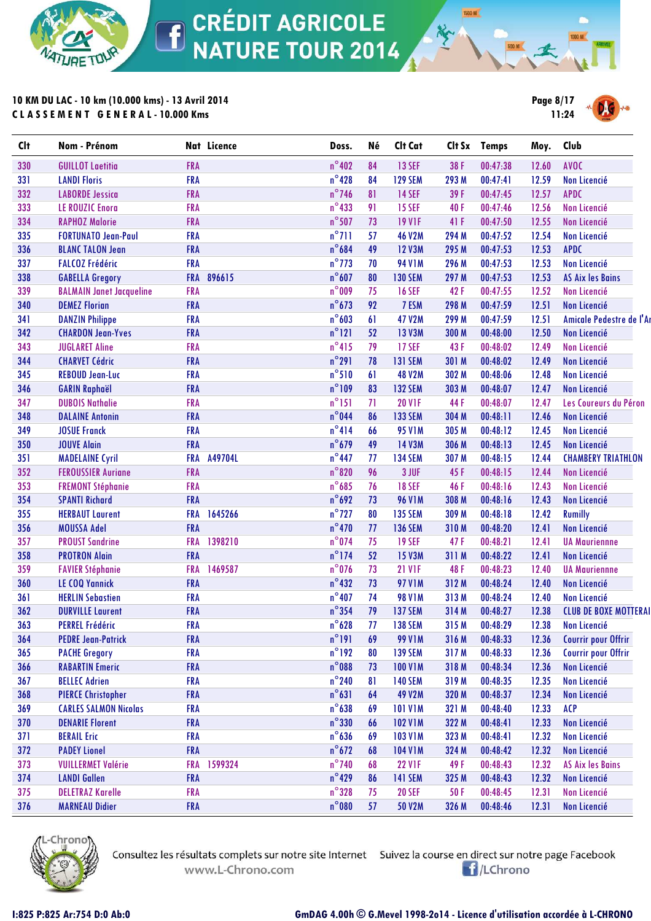# CRÉDIT AGRICOLE NATURE TOUR 2014

**10 KM DU LAC - 10 km (10.000 kms) - 13 Avril 2014**
**CLASSEMENT GENERAL - 10.000 Kms**

11:24

| Clt | Nom - Prénom | Nat | Licence | Doss. | Né | Clt Cat | Clt Sx | Temps | Moy. | Club |
|---|---|---|---|---|---|---|---|---|---|---|
| 330 | GUILLOT Laetitia | FRA | | n°402 | 84 | 13 SEF | 38 F | 00:47:38 | 12.60 | AVOC |
| 331 | LANDI Floris | FRA | | n°428 | 84 | 129 SEM | 293 M | 00:47:41 | 12.59 | Non Licencié |
| 332 | LABORDE Jessica | FRA | | n°746 | 81 | 14 SEF | 39 F | 00:47:45 | 12.57 | APDC |
| 333 | LE ROUZIC Enora | FRA | | n°433 | 91 | 15 SEF | 40 F | 00:47:46 | 12.56 | Non Licencié |
| 334 | RAPHOZ Malorie | FRA | | n°507 | 73 | 19 V1F | 41 F | 00:47:50 | 12.55 | Non Licencié |
| 335 | FORTUNATO Jean-Paul | FRA | | n°711 | 57 | 46 V2M | 294 M | 00:47:52 | 12.54 | Non Licencié |
| 336 | BLANC TALON Jean | FRA | | n°684 | 49 | 12 V3M | 295 M | 00:47:53 | 12.53 | APDC |
| 337 | FALCOZ Frédéric | FRA | | n°773 | 70 | 94 V1M | 296 M | 00:47:53 | 12.53 | Non Licencié |
| 338 | GABELLA Gregory | FRA | 896615 | n°607 | 80 | 130 SEM | 297 M | 00:47:53 | 12.53 | AS Aix les Bains |
| 339 | BALMAIN Janet Jacqueline | FRA | | n°009 | 75 | 16 SEF | 42 F | 00:47:55 | 12.52 | Non Licencié |
| 340 | DEMEZ Florian | FRA | | n°673 | 92 | 7 ESM | 298 M | 00:47:59 | 12.51 | Non Licencié |
| 341 | DANZIN Philippe | FRA | | n°603 | 61 | 47 V2M | 299 M | 00:47:59 | 12.51 | Amicale Pedestre de l'Ar |
| 342 | CHARDON Jean-Yves | FRA | | n°121 | 52 | 13 V3M | 300 M | 00:48:00 | 12.50 | Non Licencié |
| 343 | JUGLARET Aline | FRA | | n°415 | 79 | 17 SEF | 43 F | 00:48:02 | 12.49 | Non Licencié |
| 344 | CHARVET Cédric | FRA | | n°291 | 78 | 131 SEM | 301 M | 00:48:02 | 12.49 | Non Licencié |
| 345 | REBOUD Jean-Luc | FRA | | n°510 | 61 | 48 V2M | 302 M | 00:48:06 | 12.48 | Non Licencié |
| 346 | GARIN Raphaël | FRA | | n°109 | 83 | 132 SEM | 303 M | 00:48:07 | 12.47 | Non Licencié |
| 347 | DUBOIS Nathalie | FRA | | n°151 | 71 | 20 V1F | 44 F | 00:48:07 | 12.47 | Les Coureurs du Péron |
| 348 | DALAINE Antonin | FRA | | n°044 | 86 | 133 SEM | 304 M | 00:48:11 | 12.46 | Non Licencié |
| 349 | JOSUE Franck | FRA | | n°414 | 66 | 95 V1M | 305 M | 00:48:12 | 12.45 | Non Licencié |
| 350 | JOUVE Alain | FRA | | n°679 | 49 | 14 V3M | 306 M | 00:48:13 | 12.45 | Non Licencié |
| 351 | MADELAINE Cyril | FRA | A49704L | n°447 | 77 | 134 SEM | 307 M | 00:48:15 | 12.44 | CHAMBERY TRIATHLON |
| 352 | FEROUSSIER Auriane | FRA | | n°820 | 96 | 3 JUF | 45 F | 00:48:15 | 12.44 | Non Licencié |
| 353 | FREMONT Stéphanie | FRA | | n°685 | 76 | 18 SEF | 46 F | 00:48:16 | 12.43 | Non Licencié |
| 354 | SPANTI Richard | FRA | | n°692 | 73 | 96 V1M | 308 M | 00:48:16 | 12.43 | Non Licencié |
| 355 | HERBAUT Laurent | FRA | 1645266 | n°727 | 80 | 135 SEM | 309 M | 00:48:18 | 12.42 | Rumilly |
| 356 | MOUSSA Adel | FRA | | n°470 | 77 | 136 SEM | 310 M | 00:48:20 | 12.41 | Non Licencié |
| 357 | PROUST Sandrine | FRA | 1398210 | n°074 | 75 | 19 SEF | 47 F | 00:48:21 | 12.41 | UA Maurienne |
| 358 | PROTRON Alain | FRA | | n°174 | 52 | 15 V3M | 311 M | 00:48:22 | 12.41 | Non Licencié |
| 359 | FAVIER Stéphanie | FRA | 1469587 | n°076 | 73 | 21 V1F | 48 F | 00:48:23 | 12.40 | UA Maurienne |
| 360 | LE COQ Yannick | FRA | | n°432 | 73 | 97 V1M | 312 M | 00:48:24 | 12.40 | Non Licencié |
| 361 | HERLIN Sebastien | FRA | | n°407 | 74 | 98 V1M | 313 M | 00:48:24 | 12.40 | Non Licencié |
| 362 | DURVILLE Laurent | FRA | | n°354 | 79 | 137 SEM | 314 M | 00:48:27 | 12.38 | CLUB DE BOXE MOTTERAI |
| 363 | PERREL Frédéric | FRA | | n°628 | 77 | 138 SEM | 315 M | 00:48:29 | 12.38 | Non Licencié |
| 364 | PEDRE Jean-Patrick | FRA | | n°191 | 69 | 99 V1M | 316 M | 00:48:33 | 12.36 | Courrir pour Offrir |
| 365 | PACHE Gregory | FRA | | n°192 | 80 | 139 SEM | 317 M | 00:48:33 | 12.36 | Courrir pour Offrir |
| 366 | RABARTIN Emeric | FRA | | n°088 | 73 | 100 V1M | 318 M | 00:48:34 | 12.36 | Non Licencié |
| 367 | BELLEC Adrien | FRA | | n°240 | 81 | 140 SEM | 319 M | 00:48:35 | 12.35 | Non Licencié |
| 368 | PIERCE Christopher | FRA | | n°631 | 64 | 49 V2M | 320 M | 00:48:37 | 12.34 | Non Licencié |
| 369 | CARLES SALMON Nicolas | FRA | | n°638 | 69 | 101 V1M | 321 M | 00:48:40 | 12.33 | ACP |
| 370 | DENARIE Florent | FRA | | n°330 | 66 | 102 V1M | 322 M | 00:48:41 | 12.33 | Non Licencié |
| 371 | BERAIL Eric | FRA | | n°636 | 69 | 103 V1M | 323 M | 00:48:41 | 12.32 | Non Licencié |
| 372 | PADEY Lionel | FRA | | n°672 | 68 | 104 V1M | 324 M | 00:48:42 | 12.32 | Non Licencié |
| 373 | VUILLERMET Valérie | FRA | 1599324 | n°740 | 68 | 22 V1F | 49 F | 00:48:43 | 12.32 | AS Aix les Bains |
| 374 | LANDI Gallen | FRA | | n°429 | 86 | 141 SEM | 325 M | 00:48:43 | 12.32 | Non Licencié |
| 375 | DELETRAZ Karelle | FRA | | n°328 | 75 | 20 SEF | 50 F | 00:48:45 | 12.31 | Non Licencié |
| 376 | MARNEAU Didier | FRA | | n°080 | 57 | 50 V2M | 326 M | 00:48:46 | 12.31 | Non Licencié |

Consultez les résultats complets sur notre site Internet www.L-Chrono.com

Suivez la course en direct sur notre page Facebook /LChrono

I:825 P:825 Ar:754 D:0 Ab:0

GmDAG 4.00h © G.Mevel 1998-2014 - Licence d'utilisation accordée à L-CHRONO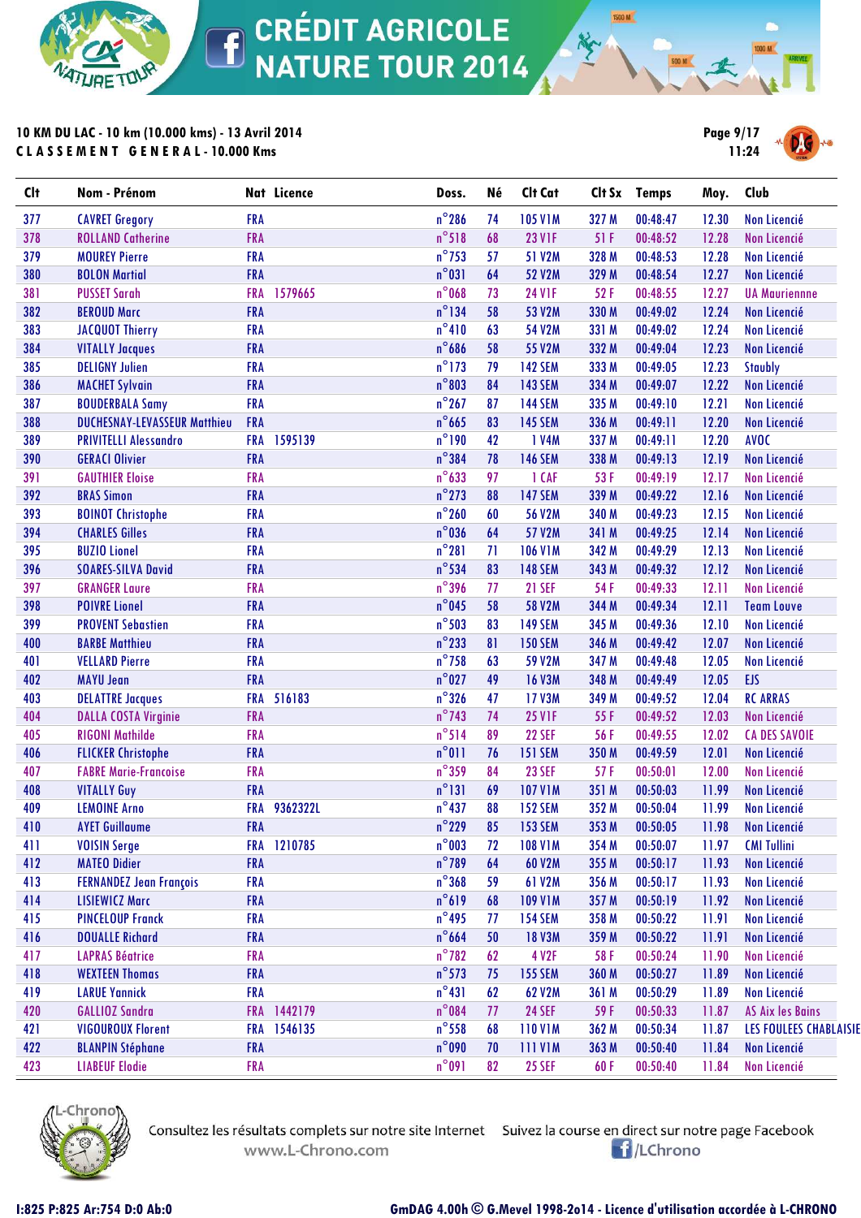# CRÉDIT AGRICOLE NATURE TOUR 2014

**10 KM DU LAC - 10 km (10.000 kms) - 13 Avril 2014**
**CLASSEMENT GENERAL - 10.000 Kms**

11:24

| Clt | Nom - Prénom | Nat | Licence | Doss. | Né | Clt Cat | Clt Sx | Temps | Moy. | Club |
|---|---|---|---|---|---|---|---|---|---|---|
| 377 | CAVRET Gregory | FRA | | n°286 | 74 | 105 V1M | 327 M | 00:48:47 | 12.30 | Non Licencié |
| 378 | ROLLAND Catherine | FRA | | n°518 | 68 | 23 V1F | 51 F | 00:48:52 | 12.28 | Non Licencié |
| 379 | MOUREY Pierre | FRA | | n°753 | 57 | 51 V2M | 328 M | 00:48:53 | 12.28 | Non Licencié |
| 380 | BOLON Martial | FRA | | n°031 | 64 | 52 V2M | 329 M | 00:48:54 | 12.27 | Non Licencié |
| 381 | PUSSET Sarah | FRA | 1579665 | n°068 | 73 | 24 V1F | 52 F | 00:48:55 | 12.27 | UA Mauriennne |
| 382 | BEROUD Marc | FRA | | n°134 | 58 | 53 V2M | 330 M | 00:49:02 | 12.24 | Non Licencié |
| 383 | JACQUOT Thierry | FRA | | n°410 | 63 | 54 V2M | 331 M | 00:49:02 | 12.24 | Non Licencié |
| 384 | VITALLY Jacques | FRA | | n°686 | 58 | 55 V2M | 332 M | 00:49:04 | 12.23 | Non Licencié |
| 385 | DELIGNY Julien | FRA | | n°173 | 79 | 142 SEM | 333 M | 00:49:05 | 12.23 | Staubly |
| 386 | MACHET Sylvain | FRA | | n°803 | 84 | 143 SEM | 334 M | 00:49:07 | 12.22 | Non Licencié |
| 387 | BOUDERBALA Samy | FRA | | n°267 | 87 | 144 SEM | 335 M | 00:49:10 | 12.21 | Non Licencié |
| 388 | DUCHESNAY-LEVASSEUR Matthieu | FRA | | n°665 | 83 | 145 SEM | 336 M | 00:49:11 | 12.20 | Non Licencié |
| 389 | PRIVITELLI Alessandro | FRA | 1595139 | n°190 | 42 | 1 V4M | 337 M | 00:49:11 | 12.20 | AVOC |
| 390 | GERACI Olivier | FRA | | n°384 | 78 | 146 SEM | 338 M | 00:49:13 | 12.19 | Non Licencié |
| 391 | GAUTHIER Eloise | FRA | | n°633 | 97 | 1 CAF | 53 F | 00:49:19 | 12.17 | Non Licencié |
| 392 | BRAS Simon | FRA | | n°273 | 88 | 147 SEM | 339 M | 00:49:22 | 12.16 | Non Licencié |
| 393 | BOINOT Christophe | FRA | | n°260 | 60 | 56 V2M | 340 M | 00:49:23 | 12.15 | Non Licencié |
| 394 | CHARLES Gilles | FRA | | n°036 | 64 | 57 V2M | 341 M | 00:49:25 | 12.14 | Non Licencié |
| 395 | BUZIO Lionel | FRA | | n°281 | 71 | 106 V1M | 342 M | 00:49:29 | 12.13 | Non Licencié |
| 396 | SOARES-SILVA David | FRA | | n°534 | 83 | 148 SEM | 343 M | 00:49:32 | 12.12 | Non Licencié |
| 397 | GRANGER Laure | FRA | | n°396 | 77 | 21 SEF | 54 F | 00:49:33 | 12.11 | Non Licencié |
| 398 | POIVRE Lionel | FRA | | n°045 | 58 | 58 V2M | 344 M | 00:49:34 | 12.11 | Team Louve |
| 399 | PROVENT Sebastien | FRA | | n°503 | 83 | 149 SEM | 345 M | 00:49:36 | 12.10 | Non Licencié |
| 400 | BARBE Matthieu | FRA | | n°233 | 81 | 150 SEM | 346 M | 00:49:42 | 12.07 | Non Licencié |
| 401 | VELLARD Pierre | FRA | | n°758 | 63 | 59 V2M | 347 M | 00:49:48 | 12.05 | Non Licencié |
| 402 | MAYU Jean | FRA | | n°027 | 49 | 16 V3M | 348 M | 00:49:49 | 12.05 | EJS |
| 403 | DELATTRE Jacques | FRA | 516183 | n°326 | 47 | 17 V3M | 349 M | 00:49:52 | 12.04 | RC ARRAS |
| 404 | DALLA COSTA Virginie | FRA | | n°743 | 74 | 25 V1F | 55 F | 00:49:52 | 12.03 | Non Licencié |
| 405 | RIGONI Mathilde | FRA | | n°514 | 89 | 22 SEF | 56 F | 00:49:55 | 12.02 | CA DES SAVOIE |
| 406 | FLICKER Christophe | FRA | | n°011 | 76 | 151 SEM | 350 M | 00:49:59 | 12.01 | Non Licencié |
| 407 | FABRE Marie-Francoise | FRA | | n°359 | 84 | 23 SEF | 57 F | 00:50:01 | 12.00 | Non Licencié |
| 408 | VITALLY Guy | FRA | | n°131 | 69 | 107 V1M | 351 M | 00:50:03 | 11.99 | Non Licencié |
| 409 | LEMOINE Arno | FRA | 9362322L | n°437 | 88 | 152 SEM | 352 M | 00:50:04 | 11.99 | Non Licencié |
| 410 | AYET Guillaume | FRA | | n°229 | 85 | 153 SEM | 353 M | 00:50:05 | 11.98 | Non Licencié |
| 411 | VOISIN Serge | FRA | 1210785 | n°003 | 72 | 108 V1M | 354 M | 00:50:07 | 11.97 | CMI Tullini |
| 412 | MATEO Didier | FRA | | n°789 | 64 | 60 V2M | 355 M | 00:50:17 | 11.93 | Non Licencié |
| 413 | FERNANDEZ Jean François | FRA | | n°368 | 59 | 61 V2M | 356 M | 00:50:17 | 11.93 | Non Licencié |
| 414 | LISIEWICZ Marc | FRA | | n°619 | 68 | 109 V1M | 357 M | 00:50:19 | 11.92 | Non Licencié |
| 415 | PINCELOUP Franck | FRA | | n°495 | 77 | 154 SEM | 358 M | 00:50:22 | 11.91 | Non Licencié |
| 416 | DOUALLE Richard | FRA | | n°664 | 50 | 18 V3M | 359 M | 00:50:22 | 11.91 | Non Licencié |
| 417 | LAPRAS Béatrice | FRA | | n°782 | 62 | 4 V2F | 58 F | 00:50:24 | 11.90 | Non Licencié |
| 418 | WEXTEEN Thomas | FRA | | n°573 | 75 | 155 SEM | 360 M | 00:50:27 | 11.89 | Non Licencié |
| 419 | LARUE Yannick | FRA | | n°431 | 62 | 62 V2M | 361 M | 00:50:29 | 11.89 | Non Licencié |
| 420 | GALLIOZ Sandra | FRA | 1442179 | n°084 | 77 | 24 SEF | 59 F | 00:50:33 | 11.87 | AS Aix les Bains |
| 421 | VIGOUROUX Florent | FRA | 1546135 | n°558 | 68 | 110 V1M | 362 M | 00:50:34 | 11.87 | LES FOULEES CHABLAISIE |
| 422 | BLANPIN Stéphane | FRA | | n°090 | 70 | 111 V1M | 363 M | 00:50:40 | 11.84 | Non Licencié |
| 423 | LIABEUF Elodie | FRA | | n°091 | 82 | 25 SEF | 60 F | 00:50:40 | 11.84 | Non Licencié |

Consultez les résultats complets sur notre site Internet www.L-Chrono.com — Suivez la course en direct sur notre page Facebook /LChrono

I:825 P:825 Ar:754 D:0 Ab:0 — GmDAG 4.00h © G.Mevel 1998-2014 - Licence d'utilisation accordée à L-CHRONO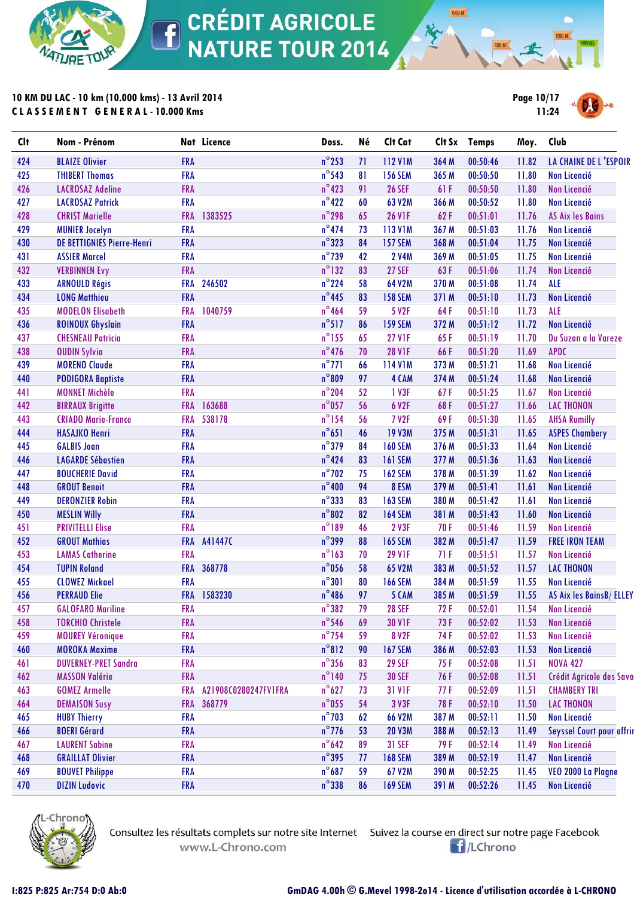# CRÉDIT AGRICOLE NATURE TOUR 2014

**10 KM DU LAC - 10 km (10.000 kms) - 13 Avril 2014**
**CLASSEMENT GENERAL - 10.000 Kms**

11:24

| Clt | Nom - Prénom | Nat | Licence | Doss. | Né | Clt Cat | Clt Sx | Temps | Moy. | Club |
|---|---|---|---|---|---|---|---|---|---|---|
| 424 | BLAIZE Olivier | FRA | | n°253 | 71 | 112 V1M | 364 M | 00:50:46 | 11.82 | LA CHAINE DE L 'ESPOIR |
| 425 | THIBERT Thomas | FRA | | n°543 | 81 | 156 SEM | 365 M | 00:50:50 | 11.80 | Non Licencié |
| 426 | LACROSAZ Adeline | FRA | | n°423 | 91 | 26 SEF | 61 F | 00:50:50 | 11.80 | Non Licencié |
| 427 | LACROSAZ Patrick | FRA | | n°422 | 60 | 63 V2M | 366 M | 00:50:52 | 11.80 | Non Licencié |
| 428 | CHRIST Marielle | FRA | 1383525 | n°298 | 65 | 26 V1F | 62 F | 00:51:01 | 11.76 | AS Aix les Bains |
| 429 | MUNIER Jocelyn | FRA | | n°474 | 73 | 113 V1M | 367 M | 00:51:03 | 11.76 | Non Licencié |
| 430 | DE BETTIGNIES Pierre-Henri | FRA | | n°323 | 84 | 157 SEM | 368 M | 00:51:04 | 11.75 | Non Licencié |
| 431 | ASSIER Marcel | FRA | | n°739 | 42 | 2 V4M | 369 M | 00:51:05 | 11.75 | Non Licencié |
| 432 | VERBINNEN Evy | FRA | | n°132 | 83 | 27 SEF | 63 F | 00:51:06 | 11.74 | Non Licencié |
| 433 | ARNOULD Régis | FRA | 246502 | n°224 | 58 | 64 V2M | 370 M | 00:51:08 | 11.74 | ALE |
| 434 | LONG Matthieu | FRA | | n°445 | 83 | 158 SEM | 371 M | 00:51:10 | 11.73 | Non Licencié |
| 435 | MODELON Elisabeth | FRA | 1040759 | n°464 | 59 | 5 V2F | 64 F | 00:51:10 | 11.73 | ALE |
| 436 | ROINOUX Ghyslain | FRA | | n°517 | 86 | 159 SEM | 372 M | 00:51:12 | 11.72 | Non Licencié |
| 437 | CHESNEAU Patricia | FRA | | n°155 | 65 | 27 V1F | 65 F | 00:51:19 | 11.70 | Du Suzon a la Vareze |
| 438 | OUDIN Sylvia | FRA | | n°476 | 70 | 28 V1F | 66 F | 00:51:20 | 11.69 | APDC |
| 439 | MORENO Claude | FRA | | n°771 | 66 | 114 V1M | 373 M | 00:51:21 | 11.68 | Non Licencié |
| 440 | PODIGORA Baptiste | FRA | | n°809 | 97 | 4 CAM | 374 M | 00:51:24 | 11.68 | Non Licencié |
| 441 | MONNET Michèle | FRA | | n°204 | 52 | 1 V3F | 67 F | 00:51:25 | 11.67 | Non Licencié |
| 442 | BIRRAUX Brigitte | FRA | 163688 | n°057 | 56 | 6 V2F | 68 F | 00:51:27 | 11.66 | LAC THONON |
| 443 | CRIADO Marie-France | FRA | 538178 | n°154 | 56 | 7 V2F | 69 F | 00:51:30 | 11.65 | AHSA Rumilly |
| 444 | HASAJKO Henri | FRA | | n°651 | 46 | 19 V3M | 375 M | 00:51:31 | 11.65 | ASPES Chambery |
| 445 | GALBIS Joan | FRA | | n°379 | 84 | 160 SEM | 376 M | 00:51:33 | 11.64 | Non Licencié |
| 446 | LAGARDE Sébastien | FRA | | n°424 | 83 | 161 SEM | 377 M | 00:51:36 | 11.63 | Non Licencié |
| 447 | BOUCHERIE David | FRA | | n°702 | 75 | 162 SEM | 378 M | 00:51:39 | 11.62 | Non Licencié |
| 448 | GROUT Benoit | FRA | | n°400 | 94 | 8 ESM | 379 M | 00:51:41 | 11.61 | Non Licencié |
| 449 | DERONZIER Robin | FRA | | n°333 | 83 | 163 SEM | 380 M | 00:51:42 | 11.61 | Non Licencié |
| 450 | MESLIN Willy | FRA | | n°802 | 82 | 164 SEM | 381 M | 00:51:43 | 11.60 | Non Licencié |
| 451 | PRIVITELLI Elise | FRA | | n°189 | 46 | 2 V3F | 70 F | 00:51:46 | 11.59 | Non Licencié |
| 452 | GROUT Mathias | FRA | A41447C | n°399 | 88 | 165 SEM | 382 M | 00:51:47 | 11.59 | FREE IRON TEAM |
| 453 | LAMAS Catherine | FRA | | n°163 | 70 | 29 V1F | 71 F | 00:51:51 | 11.57 | Non Licencié |
| 454 | TUPIN Roland | FRA | 368778 | n°056 | 58 | 65 V2M | 383 M | 00:51:52 | 11.57 | LAC THONON |
| 455 | CLOWEZ Mickael | FRA | | n°301 | 80 | 166 SEM | 384 M | 00:51:59 | 11.55 | Non Licencié |
| 456 | PERRAUD Elie | FRA | 1583230 | n°486 | 97 | 5 CAM | 385 M | 00:51:59 | 11.55 | AS Aix les BainsB/ ELLEY |
| 457 | GALOFARO Mariline | FRA | | n°382 | 79 | 28 SEF | 72 F | 00:52:01 | 11.54 | Non Licencié |
| 458 | TORCHIO Christele | FRA | | n°546 | 69 | 30 V1F | 73 F | 00:52:02 | 11.53 | Non Licencié |
| 459 | MOUREY Véronique | FRA | | n°754 | 59 | 8 V2F | 74 F | 00:52:02 | 11.53 | Non Licencié |
| 460 | MOROKA Maxime | FRA | | n°812 | 90 | 167 SEM | 386 M | 00:52:03 | 11.53 | Non Licencié |
| 461 | DUVERNEY-PRET Sandra | FRA | | n°356 | 83 | 29 SEF | 75 F | 00:52:08 | 11.51 | NOVA 427 |
| 462 | MASSON Valérie | FRA | | n°140 | 75 | 30 SEF | 76 F | 00:52:08 | 11.51 | Crédit Agricole des Savo |
| 463 | GOMEZ Armelle | FRA | A21908C0280247FV1FRA | n°627 | 73 | 31 V1F | 77 F | 00:52:09 | 11.51 | CHAMBERY TRI |
| 464 | DEMAISON Susy | FRA | 368779 | n°055 | 54 | 3 V3F | 78 F | 00:52:10 | 11.50 | LAC THONON |
| 465 | HUBY Thierry | FRA | | n°703 | 62 | 66 V2M | 387 M | 00:52:11 | 11.50 | Non Licencié |
| 466 | BOERI Gérard | FRA | | n°776 | 53 | 20 V3M | 388 M | 00:52:13 | 11.49 | Seyssel Court pour offrir |
| 467 | LAURENT Sabine | FRA | | n°642 | 89 | 31 SEF | 79 F | 00:52:14 | 11.49 | Non Licencié |
| 468 | GRAILLAT Olivier | FRA | | n°395 | 77 | 168 SEM | 389 M | 00:52:19 | 11.47 | Non Licencié |
| 469 | BOUVET Philippe | FRA | | n°687 | 59 | 67 V2M | 390 M | 00:52:25 | 11.45 | VEO 2000 La Plagne |
| 470 | DIZIN Ludovic | FRA | | n°338 | 86 | 169 SEM | 391 M | 00:52:26 | 11.45 | Non Licencié |

Consultez les résultats complets sur notre site Internet www.L-Chrono.com — Suivez la course en direct sur notre page Facebook /LChrono

I:825 P:825 Ar:754 D:0 Ab:0

GmDAG 4.00h © G.Mevel 1998-2014 - Licence d'utilisation accordée à L-CHRONO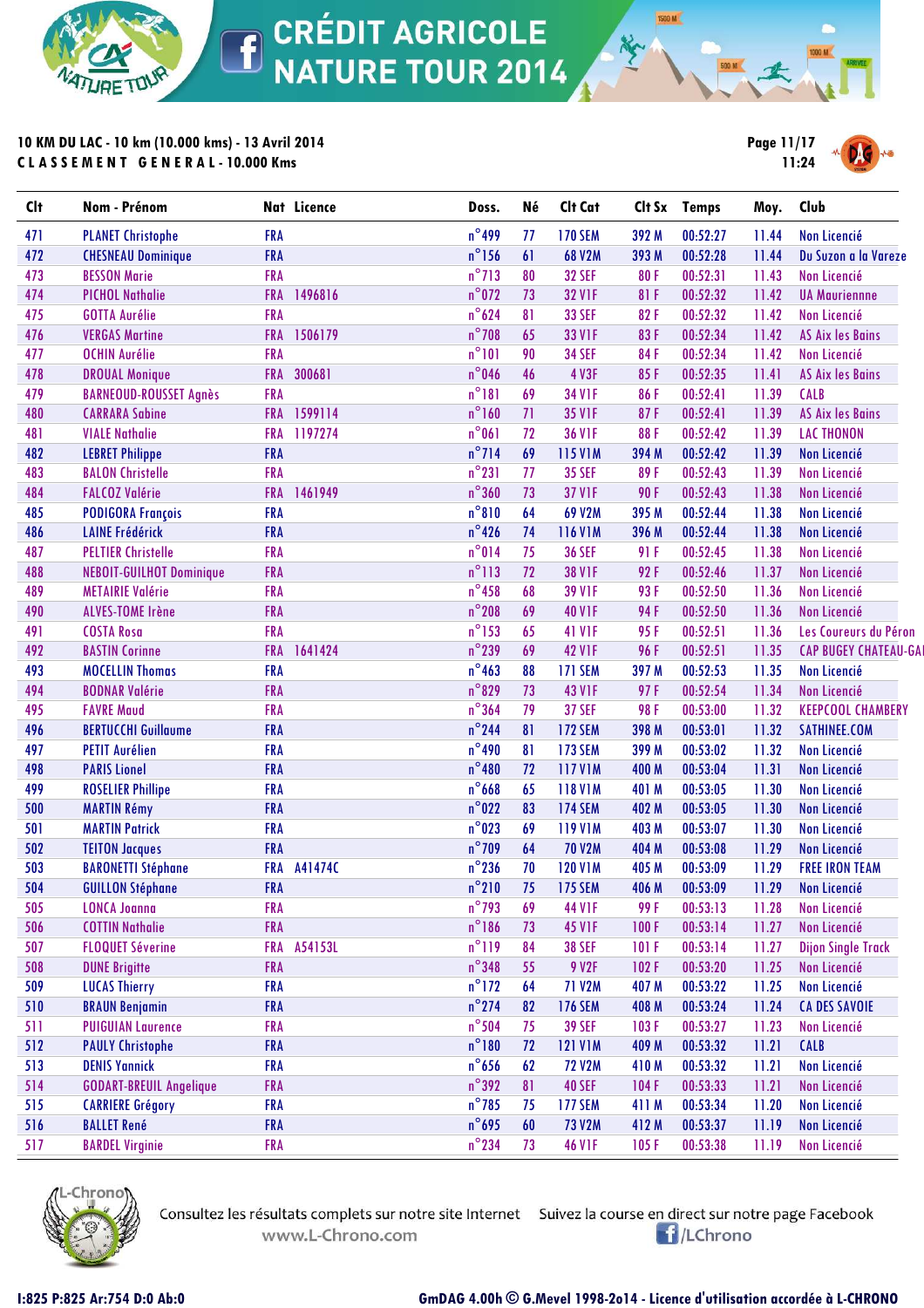# CRÉDIT AGRICOLE NATURE TOUR 2014

**10 KM DU LAC - 10 km (10.000 kms) - 13 Avril 2014**
**CLASSEMENT GENERAL - 10.000 Kms**

11:24

| Clt | Nom - Prénom | Nat | Licence | Doss. | Né | Clt Cat | Clt Sx | Temps | Moy. | Club |
|---|---|---|---|---|---|---|---|---|---|---|
| 471 | PLANET Christophe | FRA | | n°499 | 77 | 170 SEM | 392 M | 00:52:27 | 11.44 | Non Licencié |
| 472 | CHESNEAU Dominique | FRA | | n°156 | 61 | 68 V2M | 393 M | 00:52:28 | 11.44 | Du Suzon a la Vareze |
| 473 | BESSON Marie | FRA | | n°713 | 80 | 32 SEF | 80 F | 00:52:31 | 11.43 | Non Licencié |
| 474 | PICHOL Nathalie | FRA | 1496816 | n°072 | 73 | 32 V1F | 81 F | 00:52:32 | 11.42 | UA Maurienne |
| 475 | GOTTA Aurélie | FRA | | n°624 | 81 | 33 SEF | 82 F | 00:52:32 | 11.42 | Non Licencié |
| 476 | VERGAS Martine | FRA | 1506179 | n°708 | 65 | 33 V1F | 83 F | 00:52:34 | 11.42 | AS Aix les Bains |
| 477 | OCHIN Aurélie | FRA | | n°101 | 90 | 34 SEF | 84 F | 00:52:34 | 11.42 | Non Licencié |
| 478 | DROUAL Monique | FRA | 300681 | n°046 | 46 | 4 V3F | 85 F | 00:52:35 | 11.41 | AS Aix les Bains |
| 479 | BARNEOUD-ROUSSET Agnès | FRA | | n°181 | 69 | 34 V1F | 86 F | 00:52:41 | 11.39 | CALB |
| 480 | CARRARA Sabine | FRA | 1599114 | n°160 | 71 | 35 V1F | 87 F | 00:52:41 | 11.39 | AS Aix les Bains |
| 481 | VIALE Nathalie | FRA | 1197274 | n°061 | 72 | 36 V1F | 88 F | 00:52:42 | 11.39 | LAC THONON |
| 482 | LEBRET Philippe | FRA | | n°714 | 69 | 115 V1M | 394 M | 00:52:42 | 11.39 | Non Licencié |
| 483 | BALON Christelle | FRA | | n°231 | 77 | 35 SEF | 89 F | 00:52:43 | 11.39 | Non Licencié |
| 484 | FALCOZ Valérie | FRA | 1461949 | n°360 | 73 | 37 V1F | 90 F | 00:52:43 | 11.38 | Non Licencié |
| 485 | PODIGORA François | FRA | | n°810 | 64 | 69 V2M | 395 M | 00:52:44 | 11.38 | Non Licencié |
| 486 | LAINE Frédérick | FRA | | n°426 | 74 | 116 V1M | 396 M | 00:52:44 | 11.38 | Non Licencié |
| 487 | PELTIER Christelle | FRA | | n°014 | 75 | 36 SEF | 91 F | 00:52:45 | 11.38 | Non Licencié |
| 488 | NEBOIT-GUILHOT Dominique | FRA | | n°113 | 72 | 38 V1F | 92 F | 00:52:46 | 11.37 | Non Licencié |
| 489 | METAIRIE Valérie | FRA | | n°458 | 68 | 39 V1F | 93 F | 00:52:50 | 11.36 | Non Licencié |
| 490 | ALVES-TOME Irène | FRA | | n°208 | 69 | 40 V1F | 94 F | 00:52:50 | 11.36 | Non Licencié |
| 491 | COSTA Rosa | FRA | | n°153 | 65 | 41 V1F | 95 F | 00:52:51 | 11.36 | Les Coureurs du Péron |
| 492 | BASTIN Corinne | FRA | 1641424 | n°239 | 69 | 42 V1F | 96 F | 00:52:51 | 11.35 | CAP BUGEY CHATEAU-GAI |
| 493 | MOCELLIN Thomas | FRA | | n°463 | 88 | 171 SEM | 397 M | 00:52:53 | 11.35 | Non Licencié |
| 494 | BODNAR Valérie | FRA | | n°829 | 73 | 43 V1F | 97 F | 00:52:54 | 11.34 | Non Licencié |
| 495 | FAVRE Maud | FRA | | n°364 | 79 | 37 SEF | 98 F | 00:53:00 | 11.32 | KEEPCOOL CHAMBERY |
| 496 | BERTUCCHI Guillaume | FRA | | n°244 | 81 | 172 SEM | 398 M | 00:53:01 | 11.32 | SATHINEE.COM |
| 497 | PETIT Aurélien | FRA | | n°490 | 81 | 173 SEM | 399 M | 00:53:02 | 11.32 | Non Licencié |
| 498 | PARIS Lionel | FRA | | n°480 | 72 | 117 V1M | 400 M | 00:53:04 | 11.31 | Non Licencié |
| 499 | ROSELIER Phillipe | FRA | | n°668 | 65 | 118 V1M | 401 M | 00:53:05 | 11.30 | Non Licencié |
| 500 | MARTIN Rémy | FRA | | n°022 | 83 | 174 SEM | 402 M | 00:53:05 | 11.30 | Non Licencié |
| 501 | MARTIN Patrick | FRA | | n°023 | 69 | 119 V1M | 403 M | 00:53:07 | 11.30 | Non Licencié |
| 502 | TEITON Jacques | FRA | | n°709 | 64 | 70 V2M | 404 M | 00:53:08 | 11.29 | Non Licencié |
| 503 | BARONETTI Stéphane | FRA | A41474C | n°236 | 70 | 120 V1M | 405 M | 00:53:09 | 11.29 | FREE IRON TEAM |
| 504 | GUILLON Stéphane | FRA | | n°210 | 75 | 175 SEM | 406 M | 00:53:09 | 11.29 | Non Licencié |
| 505 | LONCA Joanna | FRA | | n°793 | 69 | 44 V1F | 99 F | 00:53:13 | 11.28 | Non Licencié |
| 506 | COTTIN Nathalie | FRA | | n°186 | 73 | 45 V1F | 100 F | 00:53:14 | 11.27 | Non Licencié |
| 507 | FLOQUET Séverine | FRA | A54153L | n°119 | 84 | 38 SEF | 101 F | 00:53:14 | 11.27 | Dijon Single Track |
| 508 | DUNE Brigitte | FRA | | n°348 | 55 | 9 V2F | 102 F | 00:53:20 | 11.25 | Non Licencié |
| 509 | LUCAS Thierry | FRA | | n°172 | 64 | 71 V2M | 407 M | 00:53:22 | 11.25 | Non Licencié |
| 510 | BRAUN Benjamin | FRA | | n°274 | 82 | 176 SEM | 408 M | 00:53:24 | 11.24 | CA DES SAVOIE |
| 511 | PUIGUIAN Laurence | FRA | | n°504 | 75 | 39 SEF | 103 F | 00:53:27 | 11.23 | Non Licencié |
| 512 | PAULY Christophe | FRA | | n°180 | 72 | 121 V1M | 409 M | 00:53:32 | 11.21 | CALB |
| 513 | DENIS Yannick | FRA | | n°656 | 62 | 72 V2M | 410 M | 00:53:32 | 11.21 | Non Licencié |
| 514 | GODART-BREUIL Angelique | FRA | | n°392 | 81 | 40 SEF | 104 F | 00:53:33 | 11.21 | Non Licencié |
| 515 | CARRIERE Grégory | FRA | | n°785 | 75 | 177 SEM | 411 M | 00:53:34 | 11.20 | Non Licencié |
| 516 | BALLET René | FRA | | n°695 | 60 | 73 V2M | 412 M | 00:53:37 | 11.19 | Non Licencié |
| 517 | BARDEL Virginie | FRA | | n°234 | 73 | 46 V1F | 105 F | 00:53:38 | 11.19 | Non Licencié |

Consultez les résultats complets sur notre site Internet www.L-Chrono.com

Suivez la course en direct sur notre page Facebook /LChrono

I:825 P:825 Ar:754 D:0 Ab:0

GmDAG 4.00h © G.Mevel 1998-2014 - Licence d'utilisation accordée à L-CHRONO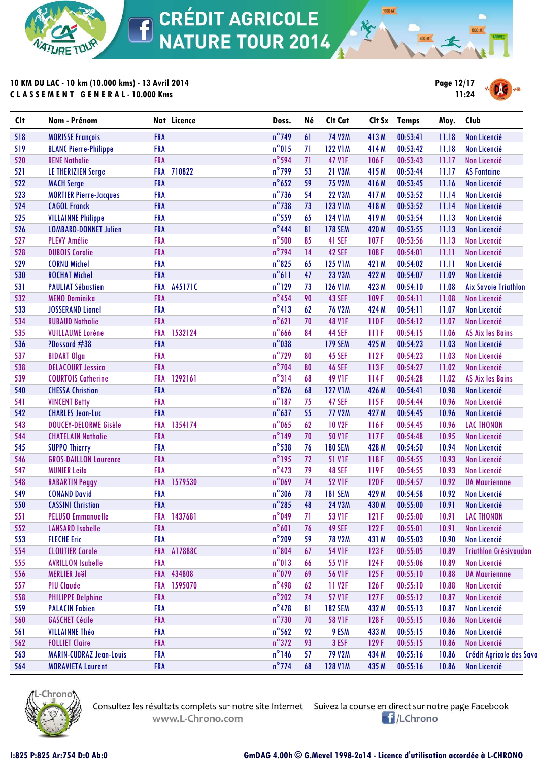# CRÉDIT AGRICOLE NATURE TOUR 2014

**10 KM DU LAC - 10 km (10.000 kms) - 13 Avril 2014**
**CLASSEMENT GENERAL - 10.000 Kms**

11:24

| Clt | Nom - Prénom | Nat | Licence | Doss. | Né | Clt Cat | Clt Sx | Temps | Moy. | Club |
|---|---|---|---|---|---|---|---|---|---|---|
| 518 | MORISSE François | FRA | | n°749 | 61 | 74 V2M | 413 M | 00:53:41 | 11.18 | Non Licencié |
| 519 | BLANC Pierre-Philippe | FRA | | n°015 | 71 | 122 V1M | 414 M | 00:53:42 | 11.18 | Non Licencié |
| 520 | RENE Nathalie | FRA | | n°594 | 71 | 47 V1F | 106 F | 00:53:43 | 11.17 | Non Licencié |
| 521 | LE THERIZIEN Serge | FRA | 710822 | n°799 | 53 | 21 V3M | 415 M | 00:53:44 | 11.17 | AS Fontaine |
| 522 | MACH Serge | FRA | | n°652 | 59 | 75 V2M | 416 M | 00:53:45 | 11.16 | Non Licencié |
| 523 | MORTIER Pierre-Jacques | FRA | | n°736 | 54 | 22 V3M | 417 M | 00:53:52 | 11.14 | Non Licencié |
| 524 | CAGOL Franck | FRA | | n°738 | 73 | 123 V1M | 418 M | 00:53:52 | 11.14 | Non Licencié |
| 525 | VILLAINNE Philippe | FRA | | n°559 | 65 | 124 V1M | 419 M | 00:53:54 | 11.13 | Non Licencié |
| 526 | LOMBARD-DONNET Julien | FRA | | n°444 | 81 | 178 SEM | 420 M | 00:53:55 | 11.13 | Non Licencié |
| 527 | PLEVY Amélie | FRA | | n°500 | 85 | 41 SEF | 107 F | 00:53:56 | 11.13 | Non Licencié |
| 528 | DUBOIS Coralie | FRA | | n°794 | 14 | 42 SEF | 108 F | 00:54:01 | 11.11 | Non Licencié |
| 529 | CORNU Michel | FRA | | n°825 | 65 | 125 V1M | 421 M | 00:54:02 | 11.11 | Non Licencié |
| 530 | ROCHAT Michel | FRA | | n°611 | 47 | 23 V3M | 422 M | 00:54:07 | 11.09 | Non Licencié |
| 531 | PAULIAT Sébastien | FRA | A45171C | n°129 | 73 | 126 V1M | 423 M | 00:54:10 | 11.08 | Aix Savoie Triathlon |
| 532 | MENO Dominika | FRA | | n°454 | 90 | 43 SEF | 109 F | 00:54:11 | 11.08 | Non Licencié |
| 533 | JOSSERAND Lionel | FRA | | n°413 | 62 | 76 V2M | 424 M | 00:54:11 | 11.07 | Non Licencié |
| 534 | RUBAUD Nathalie | FRA | | n°621 | 70 | 48 V1F | 110 F | 00:54:12 | 11.07 | Non Licencié |
| 535 | VUILLAUME Lorène | FRA | 1532124 | n°666 | 84 | 44 SEF | 111 F | 00:54:15 | 11.06 | AS Aix les Bains |
| 536 | ?Dossard #38 | FRA | | n°038 | | 179 SEM | 425 M | 00:54:23 | 11.03 | Non Licencié |
| 537 | BIDART Olga | FRA | | n°729 | 80 | 45 SEF | 112 F | 00:54:23 | 11.03 | Non Licencié |
| 538 | DELACOURT Jessica | FRA | | n°704 | 80 | 46 SEF | 113 F | 00:54:27 | 11.02 | Non Licencié |
| 539 | COURTOIS Catherine | FRA | 1292161 | n°314 | 68 | 49 V1F | 114 F | 00:54:28 | 11.02 | AS Aix les Bains |
| 540 | CHESSA Christian | FRA | | n°826 | 68 | 127 V1M | 426 M | 00:54:41 | 10.98 | Non Licencié |
| 541 | VINCENT Betty | FRA | | n°187 | 75 | 47 SEF | 115 F | 00:54:44 | 10.96 | Non Licencié |
| 542 | CHARLES Jean-Luc | FRA | | n°637 | 55 | 77 V2M | 427 M | 00:54:45 | 10.96 | Non Licencié |
| 543 | DOUCEY-DELORME Gisèle | FRA | 1354174 | n°065 | 62 | 10 V2F | 116 F | 00:54:45 | 10.96 | LAC THONON |
| 544 | CHATELAIN Nathalie | FRA | | n°149 | 70 | 50 V1F | 117 F | 00:54:48 | 10.95 | Non Licencié |
| 545 | SUPPO Thierry | FRA | | n°538 | 76 | 180 SEM | 428 M | 00:54:50 | 10.94 | Non Licencié |
| 546 | GROS-DAILLON Laurence | FRA | | n°195 | 72 | 51 V1F | 118 F | 00:54:55 | 10.93 | Non Licencié |
| 547 | MUNIER Leila | FRA | | n°473 | 79 | 48 SEF | 119 F | 00:54:55 | 10.93 | Non Licencié |
| 548 | RABARTIN Peggy | FRA | 1579530 | n°069 | 74 | 52 V1F | 120 F | 00:54:57 | 10.92 | UA Maurienne |
| 549 | CONAND David | FRA | | n°306 | 78 | 181 SEM | 429 M | 00:54:58 | 10.92 | Non Licencié |
| 550 | CASSINI Christian | FRA | | n°285 | 48 | 24 V3M | 430 M | 00:55:00 | 10.91 | Non Licencié |
| 551 | PELUSO Emmanuelle | FRA | 1437681 | n°049 | 71 | 53 V1F | 121 F | 00:55:00 | 10.91 | LAC THONON |
| 552 | LANSARD Isabelle | FRA | | n°601 | 76 | 49 SEF | 122 F | 00:55:01 | 10.91 | Non Licencié |
| 553 | FLECHE Eric | FRA | | n°209 | 59 | 78 V2M | 431 M | 00:55:03 | 10.90 | Non Licencié |
| 554 | CLOUTIER Carole | FRA | A17888C | n°804 | 67 | 54 V1F | 123 F | 00:55:05 | 10.89 | Triathlon Grésivaudan |
| 555 | AVRILLON Isabelle | FRA | | n°013 | 66 | 55 V1F | 124 F | 00:55:06 | 10.89 | Non Licencié |
| 556 | MERLIER Joël | FRA | 434808 | n°079 | 69 | 56 V1F | 125 F | 00:55:10 | 10.88 | UA Maurienne |
| 557 | PIU Claude | FRA | 1595070 | n°498 | 62 | 11 V2F | 126 F | 00:55:10 | 10.88 | Non Licencié |
| 558 | PHILIPPE Delphine | FRA | | n°202 | 74 | 57 V1F | 127 F | 00:55:12 | 10.87 | Non Licencié |
| 559 | PALACIN Fabien | FRA | | n°478 | 81 | 182 SEM | 432 M | 00:55:13 | 10.87 | Non Licencié |
| 560 | GASCHET Cécile | FRA | | n°730 | 70 | 58 V1F | 128 F | 00:55:15 | 10.86 | Non Licencié |
| 561 | VILLAINNE Théo | FRA | | n°562 | 92 | 9 ESM | 433 M | 00:55:15 | 10.86 | Non Licencié |
| 562 | FOLLIET Claire | FRA | | n°372 | 93 | 3 ESF | 129 F | 00:55:15 | 10.86 | Non Licencié |
| 563 | MARIN-CUDRAZ Jean-Louis | FRA | | n°146 | 57 | 79 V2M | 434 M | 00:55:16 | 10.86 | Crédit Agricole des Savo |
| 564 | MORAVIETA Laurent | FRA | | n°774 | 68 | 128 V1M | 435 M | 00:55:16 | 10.86 | Non Licencié |

Consultez les résultats complets sur notre site Internet www.L-Chrono.com — Suivez la course en direct sur notre page Facebook /LChrono

I:825 P:825 Ar:754 D:0 Ab:0 — GmDAG 4.00h © G.Mevel 1998-2014 - Licence d'utilisation accordée à L-CHRONO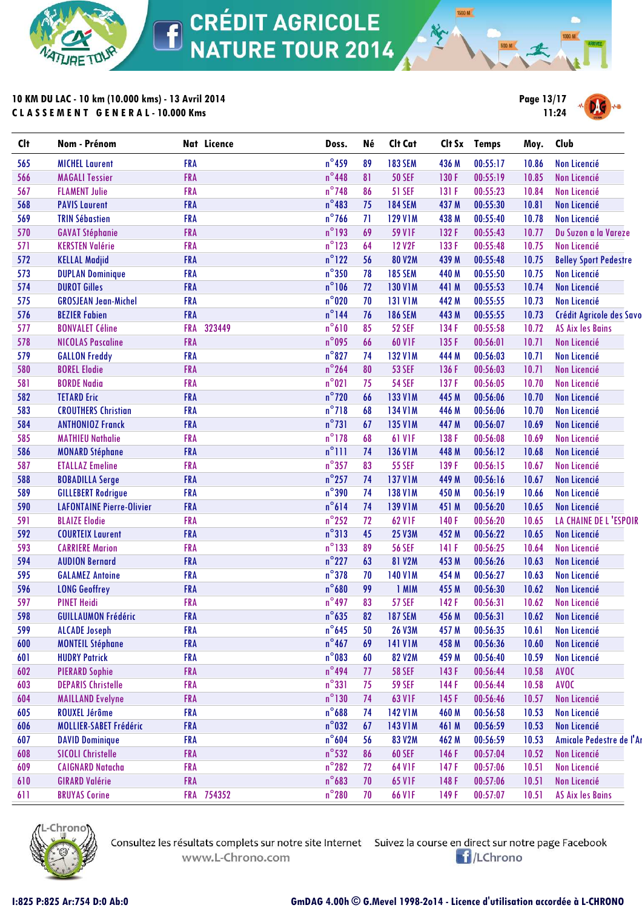**10 KM DU LAC - 10 km (10.000 kms) - 13 Avril 2014**

**CLASSEMENT GENERAL - 10.000 Kms**

11:24

| Clt | Nom - Prénom | Nat | Licence | Doss. | Né | Clt Cat | Clt Sx | Temps | Moy. | Club |
|---|---|---|---|---|---|---|---|---|---|---|
| 565 | MICHEL Laurent | FRA | | n°459 | 89 | 183 SEM | 436 M | 00:55:17 | 10.86 | Non Licencié |
| 566 | MAGALI Tessier | FRA | | n°448 | 81 | 50 SEF | 130 F | 00:55:19 | 10.85 | Non Licencié |
| 567 | FLAMENT Julie | FRA | | n°748 | 86 | 51 SEF | 131 F | 00:55:23 | 10.84 | Non Licencié |
| 568 | PAVIS Laurent | FRA | | n°483 | 75 | 184 SEM | 437 M | 00:55:30 | 10.81 | Non Licencié |
| 569 | TRIN Sébastien | FRA | | n°766 | 71 | 129 V1M | 438 M | 00:55:40 | 10.78 | Non Licencié |
| 570 | GAVAT Stéphanie | FRA | | n°193 | 69 | 59 V1F | 132 F | 00:55:43 | 10.77 | Du Suzon a la Vareze |
| 571 | KERSTEN Valérie | FRA | | n°123 | 64 | 12 V2F | 133 F | 00:55:48 | 10.75 | Non Licencié |
| 572 | KELLAL Madjid | FRA | | n°122 | 56 | 80 V2M | 439 M | 00:55:48 | 10.75 | Belley Sport Pedestre |
| 573 | DUPLAN Dominique | FRA | | n°350 | 78 | 185 SEM | 440 M | 00:55:50 | 10.75 | Non Licencié |
| 574 | DUROT Gilles | FRA | | n°106 | 72 | 130 V1M | 441 M | 00:55:53 | 10.74 | Non Licencié |
| 575 | GROSJEAN Jean-Michel | FRA | | n°020 | 70 | 131 V1M | 442 M | 00:55:55 | 10.73 | Non Licencié |
| 576 | BEZIER Fabien | FRA | | n°144 | 76 | 186 SEM | 443 M | 00:55:55 | 10.73 | Crédit Agricole des Savo |
| 577 | BONVALET Céline | FRA | 323449 | n°610 | 85 | 52 SEF | 134 F | 00:55:58 | 10.72 | AS Aix les Bains |
| 578 | NICOLAS Pascaline | FRA | | n°095 | 66 | 60 V1F | 135 F | 00:56:01 | 10.71 | Non Licencié |
| 579 | GALLON Freddy | FRA | | n°827 | 74 | 132 V1M | 444 M | 00:56:03 | 10.71 | Non Licencié |
| 580 | BOREL Elodie | FRA | | n°264 | 80 | 53 SEF | 136 F | 00:56:03 | 10.71 | Non Licencié |
| 581 | BORDE Nadia | FRA | | n°021 | 75 | 54 SEF | 137 F | 00:56:05 | 10.70 | Non Licencié |
| 582 | TETARD Eric | FRA | | n°720 | 66 | 133 V1M | 445 M | 00:56:06 | 10.70 | Non Licencié |
| 583 | CROUTHERS Christian | FRA | | n°718 | 68 | 134 V1M | 446 M | 00:56:06 | 10.70 | Non Licencié |
| 584 | ANTHONIOZ Franck | FRA | | n°731 | 67 | 135 V1M | 447 M | 00:56:07 | 10.69 | Non Licencié |
| 585 | MATHIEU Nathalie | FRA | | n°178 | 68 | 61 V1F | 138 F | 00:56:08 | 10.69 | Non Licencié |
| 586 | MONARD Stéphane | FRA | | n°111 | 74 | 136 V1M | 448 M | 00:56:12 | 10.68 | Non Licencié |
| 587 | ETALLAZ Emeline | FRA | | n°357 | 83 | 55 SEF | 139 F | 00:56:15 | 10.67 | Non Licencié |
| 588 | BOBADILLA Serge | FRA | | n°257 | 74 | 137 V1M | 449 M | 00:56:16 | 10.67 | Non Licencié |
| 589 | GILLEBERT Rodrigue | FRA | | n°390 | 74 | 138 V1M | 450 M | 00:56:19 | 10.66 | Non Licencié |
| 590 | LAFONTAINE Pierre-Olivier | FRA | | n°614 | 74 | 139 V1M | 451 M | 00:56:20 | 10.65 | Non Licencié |
| 591 | BLAIZE Elodie | FRA | | n°252 | 72 | 62 V1F | 140 F | 00:56:20 | 10.65 | LA CHAINE DE L 'ESPOIR |
| 592 | COURTEIX Laurent | FRA | | n°313 | 45 | 25 V3M | 452 M | 00:56:22 | 10.65 | Non Licencié |
| 593 | CARRIERE Marion | FRA | | n°133 | 89 | 56 SEF | 141 F | 00:56:25 | 10.64 | Non Licencié |
| 594 | AUDION Bernard | FRA | | n°227 | 63 | 81 V2M | 453 M | 00:56:26 | 10.63 | Non Licencié |
| 595 | GALAMEZ Antoine | FRA | | n°378 | 70 | 140 V1M | 454 M | 00:56:27 | 10.63 | Non Licencié |
| 596 | LONG Geoffrey | FRA | | n°680 | 99 | 1 MIM | 455 M | 00:56:30 | 10.62 | Non Licencié |
| 597 | PINET Heidi | FRA | | n°497 | 83 | 57 SEF | 142 F | 00:56:31 | 10.62 | Non Licencié |
| 598 | GUILLAUMON Frédéric | FRA | | n°635 | 82 | 187 SEM | 456 M | 00:56:31 | 10.62 | Non Licencié |
| 599 | ALCADE Joseph | FRA | | n°645 | 50 | 26 V3M | 457 M | 00:56:35 | 10.61 | Non Licencié |
| 600 | MONTEIL Stéphane | FRA | | n°467 | 69 | 141 V1M | 458 M | 00:56:36 | 10.60 | Non Licencié |
| 601 | HUDRY Patrick | FRA | | n°083 | 60 | 82 V2M | 459 M | 00:56:40 | 10.59 | Non Licencié |
| 602 | PIERARD Sophie | FRA | | n°494 | 77 | 58 SEF | 143 F | 00:56:44 | 10.58 | AVOC |
| 603 | DEPARIS Christelle | FRA | | n°331 | 75 | 59 SEF | 144 F | 00:56:44 | 10.58 | AVOC |
| 604 | MAILLAND Evelyne | FRA | | n°130 | 74 | 63 V1F | 145 F | 00:56:46 | 10.57 | Non Licencié |
| 605 | ROUXEL Jérôme | FRA | | n°688 | 74 | 142 V1M | 460 M | 00:56:58 | 10.53 | Non Licencié |
| 606 | MOLLIER-SABET Frédéric | FRA | | n°032 | 67 | 143 V1M | 461 M | 00:56:59 | 10.53 | Non Licencié |
| 607 | DAVID Dominique | FRA | | n°604 | 56 | 83 V2M | 462 M | 00:56:59 | 10.53 | Amicale Pedestre de l'Ar |
| 608 | SICOLI Christelle | FRA | | n°532 | 86 | 60 SEF | 146 F | 00:57:04 | 10.52 | Non Licencié |
| 609 | CAIGNARD Natacha | FRA | | n°282 | 72 | 64 V1F | 147 F | 00:57:06 | 10.51 | Non Licencié |
| 610 | GIRARD Valérie | FRA | | n°683 | 70 | 65 V1F | 148 F | 00:57:06 | 10.51 | Non Licencié |
| 611 | BRUYAS Corine | FRA | 754352 | n°280 | 70 | 66 V1F | 149 F | 00:57:07 | 10.51 | AS Aix les Bains |

Consultez les résultats complets sur notre site Internet www.L-Chrono.com

Suivez la course en direct sur notre page Facebook /LChrono

I:825 P:825 Ar:754 D:0 Ab:0

GmDAG 4.00h © G.Mevel 1998-2014 - Licence d'utilisation accordée à L-CHRONO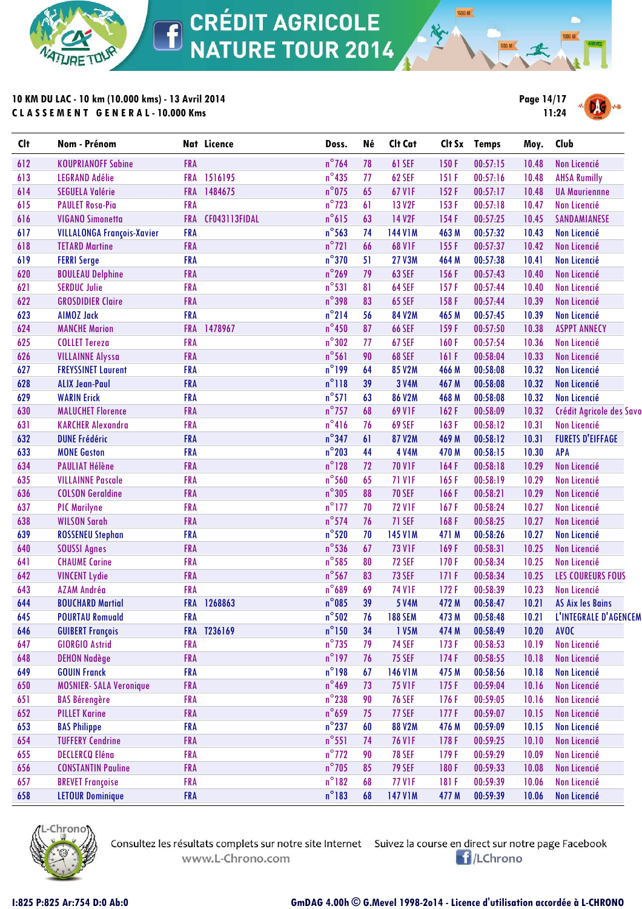# CRÉDIT AGRICOLE NATURE TOUR 2014

**10 KM DU LAC - 10 km (10.000 kms) - 13 Avril 2014**
**CLASSEMENT GENERAL - 10.000 Kms**

Page 14/17
11:24

| Clt | Nom - Prénom | Nat | Licence | Doss. | Né | Clt Cat | Clt Sx | Temps | Moy. | Club |
|---|---|---|---|---|---|---|---|---|---|---|
| 612 | KOUPRIANOFF Sabine | FRA | | n°764 | 78 | 61 SEF | 150 F | 00:57:15 | 10.48 | Non Licencié |
| 613 | LEGRAND Adélie | FRA | 1516195 | n°435 | 77 | 62 SEF | 151 F | 00:57:16 | 10.48 | AHSA Rumilly |
| 614 | SEGUELA Valérie | FRA | 1484675 | n°075 | 65 | 67 V1F | 152 F | 00:57:17 | 10.48 | UA Maurienne |
| 615 | PAULET Rosa-Pia | FRA | | n°723 | 61 | 13 V2F | 153 F | 00:57:18 | 10.47 | Non Licencié |
| 616 | VIGANO Simonetta | FRA | CF043113FIDAL | n°615 | 63 | 14 V2F | 154 F | 00:57:25 | 10.45 | SANDAMIANESE |
| 617 | VILLALONGA François-Xavier | FRA | | n°563 | 74 | 144 V1M | 463 M | 00:57:32 | 10.43 | Non Licencié |
| 618 | TETARD Martine | FRA | | n°721 | 66 | 68 V1F | 155 F | 00:57:37 | 10.42 | Non Licencié |
| 619 | FERRI Serge | FRA | | n°370 | 51 | 27 V3M | 464 M | 00:57:38 | 10.41 | Non Licencié |
| 620 | BOULEAU Delphine | FRA | | n°269 | 79 | 63 SEF | 156 F | 00:57:43 | 10.40 | Non Licencié |
| 621 | SERDUC Julie | FRA | | n°531 | 81 | 64 SEF | 157 F | 00:57:44 | 10.40 | Non Licencié |
| 622 | GROSDIDIER Claire | FRA | | n°398 | 83 | 65 SEF | 158 F | 00:57:44 | 10.39 | Non Licencié |
| 623 | AIMOZ Jack | FRA | | n°214 | 56 | 84 V2M | 465 M | 00:57:45 | 10.39 | Non Licencié |
| 624 | MANCHE Marion | FRA | 1478967 | n°450 | 87 | 66 SEF | 159 F | 00:57:50 | 10.38 | ASPPT ANNECY |
| 625 | COLLET Tereza | FRA | | n°302 | 77 | 67 SEF | 160 F | 00:57:54 | 10.36 | Non Licencié |
| 626 | VILLAINNE Alyssa | FRA | | n°561 | 90 | 68 SEF | 161 F | 00:58:04 | 10.33 | Non Licencié |
| 627 | FREYSSINET Laurent | FRA | | n°199 | 64 | 85 V2M | 466 M | 00:58:08 | 10.32 | Non Licencié |
| 628 | ALIX Jean-Paul | FRA | | n°118 | 39 | 3 V4M | 467 M | 00:58:08 | 10.32 | Non Licencié |
| 629 | WARIN Erick | FRA | | n°571 | 63 | 86 V2M | 468 M | 00:58:08 | 10.32 | Non Licencié |
| 630 | MALUCHET Florence | FRA | | n°757 | 68 | 69 V1F | 162 F | 00:58:09 | 10.32 | Crédit Agricole des Savo |
| 631 | KARCHER Alexandra | FRA | | n°416 | 76 | 69 SEF | 163 F | 00:58:12 | 10.31 | Non Licencié |
| 632 | DUNE Frédéric | FRA | | n°347 | 61 | 87 V2M | 469 M | 00:58:12 | 10.31 | FURETS D'EIFFAGE |
| 633 | MONE Gaston | FRA | | n°203 | 44 | 4 V4M | 470 M | 00:58:15 | 10.30 | APA |
| 634 | PAULIAT Hélène | FRA | | n°128 | 72 | 70 V1F | 164 F | 00:58:18 | 10.29 | Non Licencié |
| 635 | VILLAINNE Pascale | FRA | | n°560 | 65 | 71 V1F | 165 F | 00:58:19 | 10.29 | Non Licencié |
| 636 | COLSON Geraldine | FRA | | n°305 | 88 | 70 SEF | 166 F | 00:58:21 | 10.29 | Non Licencié |
| 637 | PIC Marilyne | FRA | | n°177 | 70 | 72 V1F | 167 F | 00:58:24 | 10.27 | Non Licencié |
| 638 | WILSON Sarah | FRA | | n°574 | 76 | 71 SEF | 168 F | 00:58:25 | 10.27 | Non Licencié |
| 639 | ROSSENEU Stephan | FRA | | n°520 | 70 | 145 V1M | 471 M | 00:58:26 | 10.27 | Non Licencié |
| 640 | SOUSSI Agnes | FRA | | n°536 | 67 | 73 V1F | 169 F | 00:58:31 | 10.25 | Non Licencié |
| 641 | CHAUME Carine | FRA | | n°585 | 80 | 72 SEF | 170 F | 00:58:34 | 10.25 | Non Licencié |
| 642 | VINCENT Lydie | FRA | | n°567 | 83 | 73 SEF | 171 F | 00:58:34 | 10.25 | LES COUREURS FOUS |
| 643 | AZAM Andréa | FRA | | n°689 | 69 | 74 V1F | 172 F | 00:58:39 | 10.23 | Non Licencié |
| 644 | BOUCHARD Martial | FRA | 1268863 | n°085 | 39 | 5 V4M | 472 M | 00:58:47 | 10.21 | AS Aix les Bains |
| 645 | POURTAU Romuald | FRA | | n°502 | 76 | 188 SEM | 473 M | 00:58:48 | 10.21 | L'INTEGRALE D'AGENCEM |
| 646 | GUIBERT François | FRA | T236169 | n°150 | 34 | 1 V5M | 474 M | 00:58:49 | 10.20 | AVOC |
| 647 | GIORGIO Astrid | FRA | | n°735 | 79 | 74 SEF | 173 F | 00:58:53 | 10.19 | Non Licencié |
| 648 | DEHON Nadège | FRA | | n°197 | 76 | 75 SEF | 174 F | 00:58:55 | 10.18 | Non Licencié |
| 649 | GOUIN Franck | FRA | | n°198 | 67 | 146 V1M | 475 M | 00:58:56 | 10.18 | Non Licencié |
| 650 | MOSNIER- SALA Veronique | FRA | | n°469 | 73 | 75 V1F | 175 F | 00:59:04 | 10.16 | Non Licencié |
| 651 | BAS Bérengère | FRA | | n°238 | 90 | 76 SEF | 176 F | 00:59:05 | 10.16 | Non Licencié |
| 652 | PILLET Karine | FRA | | n°659 | 75 | 77 SEF | 177 F | 00:59:07 | 10.15 | Non Licencié |
| 653 | BAS Philippe | FRA | | n°237 | 60 | 88 V2M | 476 M | 00:59:09 | 10.15 | Non Licencié |
| 654 | TUFFERY Cendrine | FRA | | n°551 | 74 | 76 V1F | 178 F | 00:59:25 | 10.10 | Non Licencié |
| 655 | DECLERCQ Eléna | FRA | | n°772 | 90 | 78 SEF | 179 F | 00:59:29 | 10.09 | Non Licencié |
| 656 | CONSTANTIN Pauline | FRA | | n°705 | 85 | 79 SEF | 180 F | 00:59:33 | 10.08 | Non Licencié |
| 657 | BREVET Françoise | FRA | | n°182 | 68 | 77 V1F | 181 F | 00:59:39 | 10.06 | Non Licencié |
| 658 | LETOUR Dominique | FRA | | n°183 | 68 | 147 V1M | 477 M | 00:59:39 | 10.06 | Non Licencié |

Consultez les résultats complets sur notre site Internet www.L-Chrono.com — Suivez la course en direct sur notre page Facebook /LChrono

I:825 P:825 Ar:754 D:0 Ab:0 — GmDAG 4.00h © G.Mevel 1998-2014 - Licence d'utilisation accordée à L-CHRONO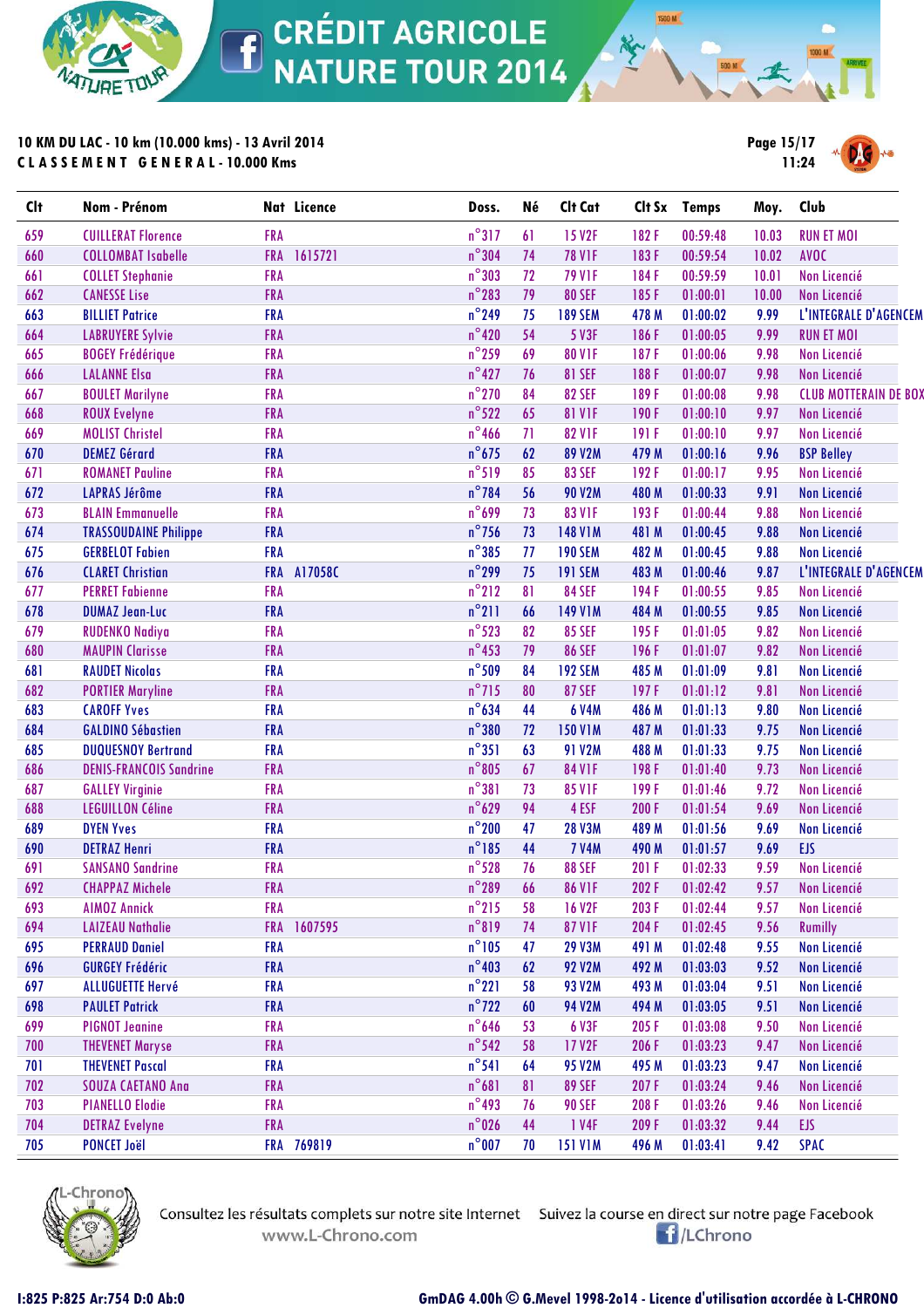# CRÉDIT AGRICOLE NATURE TOUR 2014

**10 KM DU LAC - 10 km (10.000 kms) - 13 Avril 2014**
**CLASSEMENT GENERAL - 10.000 Kms**

Page 15/17
11:24

| Clt | Nom - Prénom | Nat | Licence | Doss. | Né | Clt Cat | Clt Sx | Temps | Moy. | Club |
|---|---|---|---|---|---|---|---|---|---|---|
| 659 | CUILLERAT Florence | FRA | | n°317 | 61 | 15 V2F | 182 F | 00:59:48 | 10.03 | RUN ET MOI |
| 660 | COLLOMBAT Isabelle | FRA | 1615721 | n°304 | 74 | 78 V1F | 183 F | 00:59:54 | 10.02 | AVOC |
| 661 | COLLET Stephanie | FRA | | n°303 | 72 | 79 V1F | 184 F | 00:59:59 | 10.01 | Non Licencié |
| 662 | CANESSE Lise | FRA | | n°283 | 79 | 80 SEF | 185 F | 01:00:01 | 10.00 | Non Licencié |
| 663 | BILLIET Patrice | FRA | | n°249 | 75 | 189 SEM | 478 M | 01:00:02 | 9.99 | L'INTEGRALE D'AGENCEM |
| 664 | LABRUYERE Sylvie | FRA | | n°420 | 54 | 5 V3F | 186 F | 01:00:05 | 9.99 | RUN ET MOI |
| 665 | BOGEY Frédérique | FRA | | n°259 | 69 | 80 V1F | 187 F | 01:00:06 | 9.98 | Non Licencié |
| 666 | LALANNE Elsa | FRA | | n°427 | 76 | 81 SEF | 188 F | 01:00:07 | 9.98 | Non Licencié |
| 667 | BOULET Marilyne | FRA | | n°270 | 84 | 82 SEF | 189 F | 01:00:08 | 9.98 | CLUB MOTTERAIN DE BOX |
| 668 | ROUX Evelyne | FRA | | n°522 | 65 | 81 V1F | 190 F | 01:00:10 | 9.97 | Non Licencié |
| 669 | MOLIST Christel | FRA | | n°466 | 71 | 82 V1F | 191 F | 01:00:10 | 9.97 | Non Licencié |
| 670 | DEMEZ Gérard | FRA | | n°675 | 62 | 89 V2M | 479 M | 01:00:16 | 9.96 | BSP Belley |
| 671 | ROMANET Pauline | FRA | | n°519 | 85 | 83 SEF | 192 F | 01:00:17 | 9.95 | Non Licencié |
| 672 | LAPRAS Jérôme | FRA | | n°784 | 56 | 90 V2M | 480 M | 01:00:33 | 9.91 | Non Licencié |
| 673 | BLAIN Emmanuelle | FRA | | n°699 | 73 | 83 V1F | 193 F | 01:00:44 | 9.88 | Non Licencié |
| 674 | TRASSOUDAINE Philippe | FRA | | n°756 | 73 | 148 V1M | 481 M | 01:00:45 | 9.88 | Non Licencié |
| 675 | GERBELOT Fabien | FRA | | n°385 | 77 | 190 SEM | 482 M | 01:00:45 | 9.88 | Non Licencié |
| 676 | CLARET Christian | FRA | A17058C | n°299 | 75 | 191 SEM | 483 M | 01:00:46 | 9.87 | L'INTEGRALE D'AGENCEM |
| 677 | PERRET Fabienne | FRA | | n°212 | 81 | 84 SEF | 194 F | 01:00:55 | 9.85 | Non Licencié |
| 678 | DUMAZ Jean-Luc | FRA | | n°211 | 66 | 149 V1M | 484 M | 01:00:55 | 9.85 | Non Licencié |
| 679 | RUDENKO Nadiya | FRA | | n°523 | 82 | 85 SEF | 195 F | 01:01:05 | 9.82 | Non Licencié |
| 680 | MAUPIN Clarisse | FRA | | n°453 | 79 | 86 SEF | 196 F | 01:01:07 | 9.82 | Non Licencié |
| 681 | RAUDET Nicolas | FRA | | n°509 | 84 | 192 SEM | 485 M | 01:01:09 | 9.81 | Non Licencié |
| 682 | PORTIER Maryline | FRA | | n°715 | 80 | 87 SEF | 197 F | 01:01:12 | 9.81 | Non Licencié |
| 683 | CAROFF Yves | FRA | | n°634 | 44 | 6 V4M | 486 M | 01:01:13 | 9.80 | Non Licencié |
| 684 | GALDINO Sébastien | FRA | | n°380 | 72 | 150 V1M | 487 M | 01:01:33 | 9.75 | Non Licencié |
| 685 | DUQUESNOY Bertrand | FRA | | n°351 | 63 | 91 V2M | 488 M | 01:01:33 | 9.75 | Non Licencié |
| 686 | DENIS-FRANCOIS Sandrine | FRA | | n°805 | 67 | 84 V1F | 198 F | 01:01:40 | 9.73 | Non Licencié |
| 687 | GALLEY Virginie | FRA | | n°381 | 73 | 85 V1F | 199 F | 01:01:46 | 9.72 | Non Licencié |
| 688 | LEGUILLON Céline | FRA | | n°629 | 94 | 4 ESF | 200 F | 01:01:54 | 9.69 | Non Licencié |
| 689 | DYEN Yves | FRA | | n°200 | 47 | 28 V3M | 489 M | 01:01:56 | 9.69 | Non Licencié |
| 690 | DETRAZ Henri | FRA | | n°185 | 44 | 7 V4M | 490 M | 01:01:57 | 9.69 | EJS |
| 691 | SANSANO Sandrine | FRA | | n°528 | 76 | 88 SEF | 201 F | 01:02:33 | 9.59 | Non Licencié |
| 692 | CHAPPAZ Michele | FRA | | n°289 | 66 | 86 V1F | 202 F | 01:02:42 | 9.57 | Non Licencié |
| 693 | AIMOZ Annick | FRA | | n°215 | 58 | 16 V2F | 203 F | 01:02:44 | 9.57 | Non Licencié |
| 694 | LAIZEAU Nathalie | FRA | 1607595 | n°819 | 74 | 87 V1F | 204 F | 01:02:45 | 9.56 | Rumilly |
| 695 | PERRAUD Daniel | FRA | | n°105 | 47 | 29 V3M | 491 M | 01:02:48 | 9.55 | Non Licencié |
| 696 | GURGEY Frédéric | FRA | | n°403 | 62 | 92 V2M | 492 M | 01:03:03 | 9.52 | Non Licencié |
| 697 | ALLUGUETTE Hervé | FRA | | n°221 | 58 | 93 V2M | 493 M | 01:03:04 | 9.51 | Non Licencié |
| 698 | PAULET Patrick | FRA | | n°722 | 60 | 94 V2M | 494 M | 01:03:05 | 9.51 | Non Licencié |
| 699 | PIGNOT Jeanine | FRA | | n°646 | 53 | 6 V3F | 205 F | 01:03:08 | 9.50 | Non Licencié |
| 700 | THEVENET Maryse | FRA | | n°542 | 58 | 17 V2F | 206 F | 01:03:23 | 9.47 | Non Licencié |
| 701 | THEVENET Pascal | FRA | | n°541 | 64 | 95 V2M | 495 M | 01:03:23 | 9.47 | Non Licencié |
| 702 | SOUZA CAETANO Ana | FRA | | n°681 | 81 | 89 SEF | 207 F | 01:03:24 | 9.46 | Non Licencié |
| 703 | PIANELLO Elodie | FRA | | n°493 | 76 | 90 SEF | 208 F | 01:03:26 | 9.46 | Non Licencié |
| 704 | DETRAZ Evelyne | FRA | | n°026 | 44 | 1 V4F | 209 F | 01:03:32 | 9.44 | EJS |
| 705 | PONCET Joël | FRA | 769819 | n°007 | 70 | 151 V1M | 496 M | 01:03:41 | 9.42 | SPAC |

Consultez les résultats complets sur notre site Internet www.L-Chrono.com — Suivez la course en direct sur notre page Facebook /LChrono

I:825 P:825 Ar:754 D:0 Ab:0 — GmDAG 4.00h © G.Mevel 1998-2014 - Licence d'utilisation accordée à L-CHRONO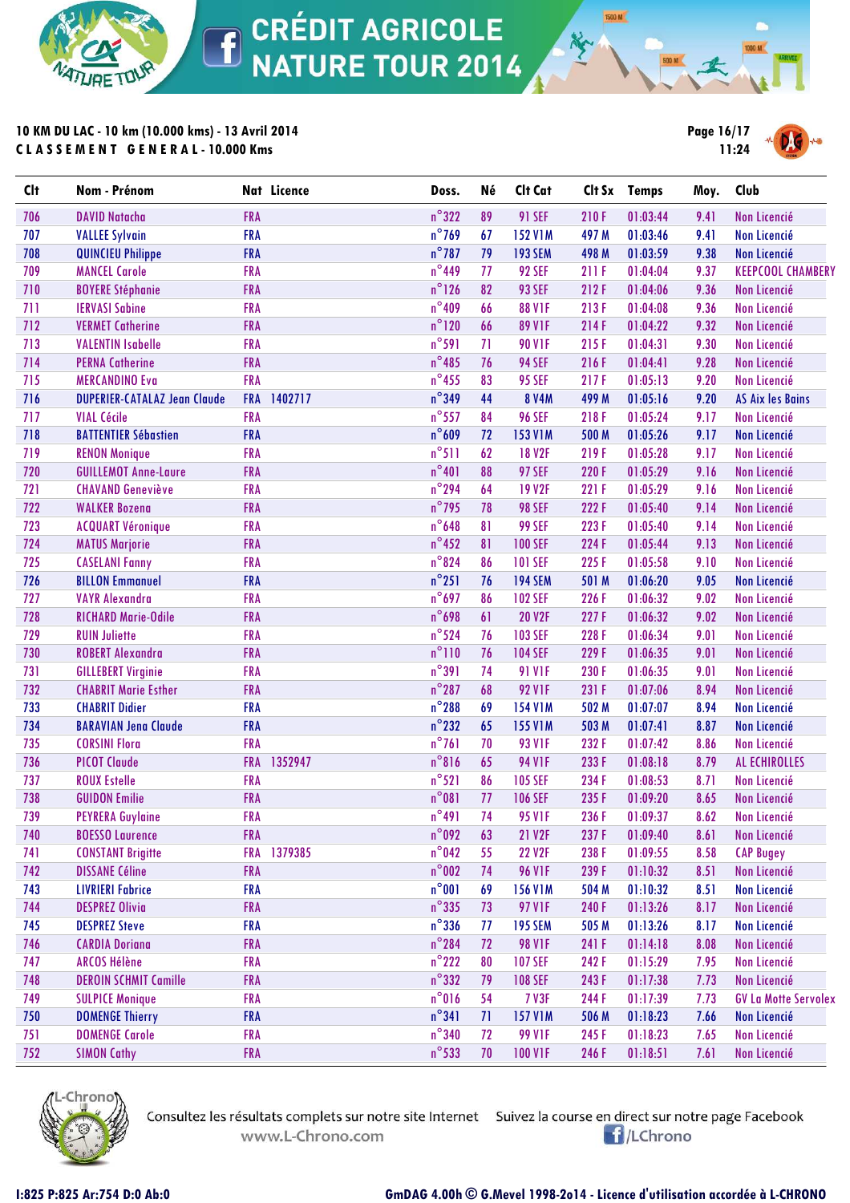# CRÉDIT AGRICOLE NATURE TOUR 2014

**10 KM DU LAC - 10 km (10.000 kms) - 13 Avril 2014**
**CLASSEMENT GENERAL - 10.000 Kms**

Page 16/17
11:24

| Clt | Nom - Prénom | Nat | Licence | Doss. | Né | Clt Cat | Clt Sx | Temps | Moy. | Club |
|---|---|---|---|---|---|---|---|---|---|---|
| 706 | DAVID Natacha | FRA | | n°322 | 89 | 91 SEF | 210 F | 01:03:44 | 9.41 | Non Licencié |
| 707 | VALLEE Sylvain | FRA | | n°769 | 67 | 152 V1M | 497 M | 01:03:46 | 9.41 | Non Licencié |
| 708 | QUINCIEU Philippe | FRA | | n°787 | 79 | 193 SEM | 498 M | 01:03:59 | 9.38 | Non Licencié |
| 709 | MANCEL Carole | FRA | | n°449 | 77 | 92 SEF | 211 F | 01:04:04 | 9.37 | KEEPCOOL CHAMBERY |
| 710 | BOYERE Stéphanie | FRA | | n°126 | 82 | 93 SEF | 212 F | 01:04:06 | 9.36 | Non Licencié |
| 711 | IERVASI Sabine | FRA | | n°409 | 66 | 88 V1F | 213 F | 01:04:08 | 9.36 | Non Licencié |
| 712 | VERMET Catherine | FRA | | n°120 | 66 | 89 V1F | 214 F | 01:04:22 | 9.32 | Non Licencié |
| 713 | VALENTIN Isabelle | FRA | | n°591 | 71 | 90 V1F | 215 F | 01:04:31 | 9.30 | Non Licencié |
| 714 | PERNA Catherine | FRA | | n°485 | 76 | 94 SEF | 216 F | 01:04:41 | 9.28 | Non Licencié |
| 715 | MERCANDINO Eva | FRA | | n°455 | 83 | 95 SEF | 217 F | 01:05:13 | 9.20 | Non Licencié |
| 716 | DUPERIER-CATALAZ Jean Claude | FRA | 1402717 | n°349 | 44 | 8 V4M | 499 M | 01:05:16 | 9.20 | AS Aix les Bains |
| 717 | VIAL Cécile | FRA | | n°557 | 84 | 96 SEF | 218 F | 01:05:24 | 9.17 | Non Licencié |
| 718 | BATTENTIER Sébastien | FRA | | n°609 | 72 | 153 V1M | 500 M | 01:05:26 | 9.17 | Non Licencié |
| 719 | RENON Monique | FRA | | n°511 | 62 | 18 V2F | 219 F | 01:05:28 | 9.17 | Non Licencié |
| 720 | GUILLEMOT Anne-Laure | FRA | | n°401 | 88 | 97 SEF | 220 F | 01:05:29 | 9.16 | Non Licencié |
| 721 | CHAVAND Geneviève | FRA | | n°294 | 64 | 19 V2F | 221 F | 01:05:29 | 9.16 | Non Licencié |
| 722 | WALKER Bozena | FRA | | n°795 | 78 | 98 SEF | 222 F | 01:05:40 | 9.14 | Non Licencié |
| 723 | ACQUART Véronique | FRA | | n°648 | 81 | 99 SEF | 223 F | 01:05:40 | 9.14 | Non Licencié |
| 724 | MATUS Marjorie | FRA | | n°452 | 81 | 100 SEF | 224 F | 01:05:44 | 9.13 | Non Licencié |
| 725 | CASELANI Fanny | FRA | | n°824 | 86 | 101 SEF | 225 F | 01:05:58 | 9.10 | Non Licencié |
| 726 | BILLON Emmanuel | FRA | | n°251 | 76 | 194 SEM | 501 M | 01:06:20 | 9.05 | Non Licencié |
| 727 | VAYR Alexandra | FRA | | n°697 | 86 | 102 SEF | 226 F | 01:06:32 | 9.02 | Non Licencié |
| 728 | RICHARD Marie-Odile | FRA | | n°698 | 61 | 20 V2F | 227 F | 01:06:32 | 9.02 | Non Licencié |
| 729 | RUIN Juliette | FRA | | n°524 | 76 | 103 SEF | 228 F | 01:06:34 | 9.01 | Non Licencié |
| 730 | ROBERT Alexandra | FRA | | n°110 | 76 | 104 SEF | 229 F | 01:06:35 | 9.01 | Non Licencié |
| 731 | GILLEBERT Virginie | FRA | | n°391 | 74 | 91 V1F | 230 F | 01:06:35 | 9.01 | Non Licencié |
| 732 | CHABRIT Marie Esther | FRA | | n°287 | 68 | 92 V1F | 231 F | 01:07:06 | 8.94 | Non Licencié |
| 733 | CHABRIT Didier | FRA | | n°288 | 69 | 154 V1M | 502 M | 01:07:07 | 8.94 | Non Licencié |
| 734 | BARAVIAN Jena Claude | FRA | | n°232 | 65 | 155 V1M | 503 M | 01:07:41 | 8.87 | Non Licencié |
| 735 | CORSINI Flora | FRA | | n°761 | 70 | 93 V1F | 232 F | 01:07:42 | 8.86 | Non Licencié |
| 736 | PICOT Claude | FRA | 1352947 | n°816 | 65 | 94 V1F | 233 F | 01:08:18 | 8.79 | AL ECHIROLLES |
| 737 | ROUX Estelle | FRA | | n°521 | 86 | 105 SEF | 234 F | 01:08:53 | 8.71 | Non Licencié |
| 738 | GUIDON Emilie | FRA | | n°081 | 77 | 106 SEF | 235 F | 01:09:20 | 8.65 | Non Licencié |
| 739 | PEYRERA Guylaine | FRA | | n°491 | 74 | 95 V1F | 236 F | 01:09:37 | 8.62 | Non Licencié |
| 740 | BOESSO Laurence | FRA | | n°092 | 63 | 21 V2F | 237 F | 01:09:40 | 8.61 | Non Licencié |
| 741 | CONSTANT Brigitte | FRA | 1379385 | n°042 | 55 | 22 V2F | 238 F | 01:09:55 | 8.58 | CAP Bugey |
| 742 | DISSANE Céline | FRA | | n°002 | 74 | 96 V1F | 239 F | 01:10:32 | 8.51 | Non Licencié |
| 743 | LIVRIERI Fabrice | FRA | | n°001 | 69 | 156 V1M | 504 M | 01:10:32 | 8.51 | Non Licencié |
| 744 | DESPREZ Olivia | FRA | | n°335 | 73 | 97 V1F | 240 F | 01:13:26 | 8.17 | Non Licencié |
| 745 | DESPREZ Steve | FRA | | n°336 | 77 | 195 SEM | 505 M | 01:13:26 | 8.17 | Non Licencié |
| 746 | CARDIA Doriana | FRA | | n°284 | 72 | 98 V1F | 241 F | 01:14:18 | 8.08 | Non Licencié |
| 747 | ARCOS Hélène | FRA | | n°222 | 80 | 107 SEF | 242 F | 01:15:29 | 7.95 | Non Licencié |
| 748 | DEROIN SCHMIT Camille | FRA | | n°332 | 79 | 108 SEF | 243 F | 01:17:38 | 7.73 | Non Licencié |
| 749 | SULPICE Monique | FRA | | n°016 | 54 | 7 V3F | 244 F | 01:17:39 | 7.73 | GV La Motte Servolex |
| 750 | DOMENGE Thierry | FRA | | n°341 | 71 | 157 V1M | 506 M | 01:18:23 | 7.66 | Non Licencié |
| 751 | DOMENGE Carole | FRA | | n°340 | 72 | 99 V1F | 245 F | 01:18:23 | 7.65 | Non Licencié |
| 752 | SIMON Cathy | FRA | | n°533 | 70 | 100 V1F | 246 F | 01:18:51 | 7.61 | Non Licencié |

Consultez les résultats complets sur notre site Internet www.L-Chrono.com

Suivez la course en direct sur notre page Facebook /LChrono

I:825 P:825 Ar:754 D:0 Ab:0

GmDAG 4.00h © G.Mevel 1998-2014 - Licence d'utilisation accordée à L-CHRONO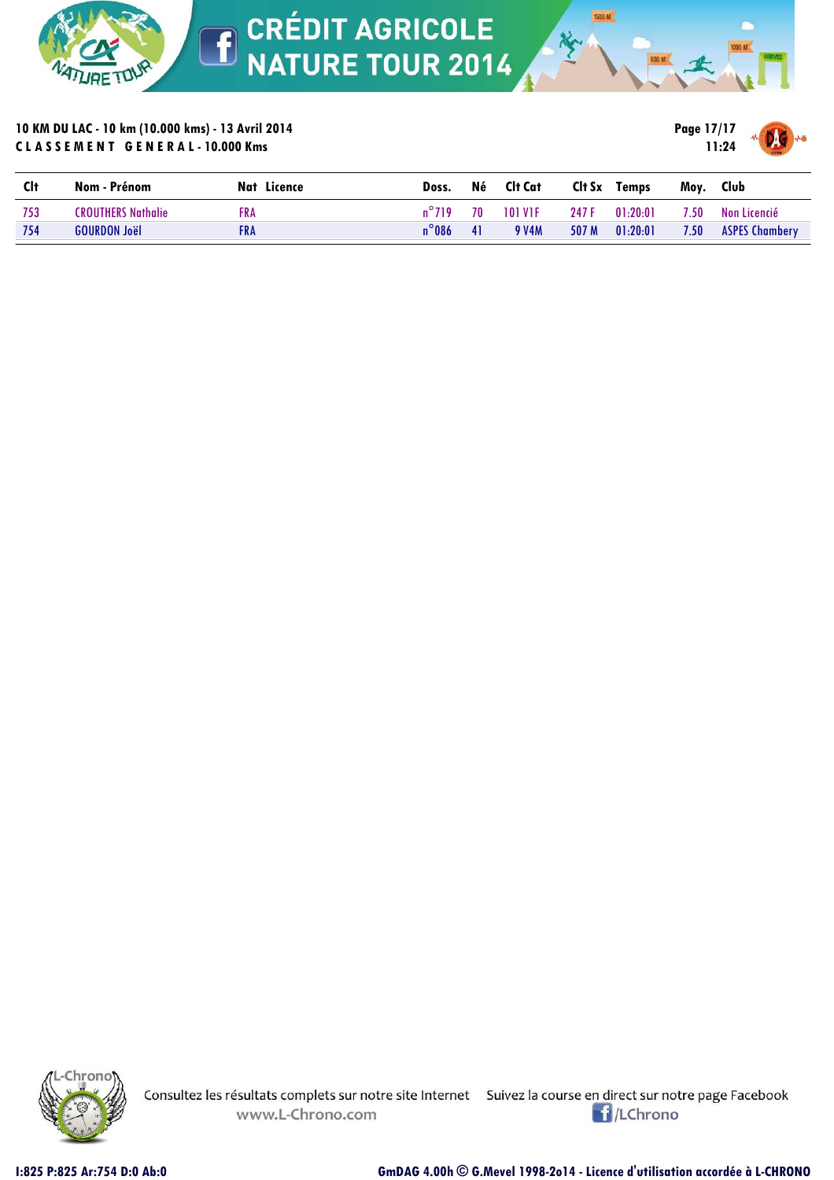**10 KM DU LAC - 10 km (10.000 kms) - 13 Avril 2014**
**CLASSEMENT GENERAL - 10.000 Kms**

| Clt | Nom - Prénom | Nat | Licence | Doss. | Né | Clt Cat | Clt Sx | Temps | Moy. | Club |
|---|---|---|---|---|---|---|---|---|---|---|
| 753 | CROUTHERS Nathalie | FRA | | n°719 | 70 | 101 V1F | 247 F | 01:20:01 | 7.50 | Non Licencié |
| 754 | GOURDON Joël | FRA | | n°086 | 41 | 9 V4M | 507 M | 01:20:01 | 7.50 | ASPES Chambery |

Consultez les résultats complets sur notre site Internet www.L-Chrono.com

Suivez la course en direct sur notre page Facebook /LChrono

I:825 P:825 Ar:754 D:0 Ab:0

GmDAG 4.00h © G.Mevel 1998-2o14 - Licence d'utilisation accordée à L-CHRONO